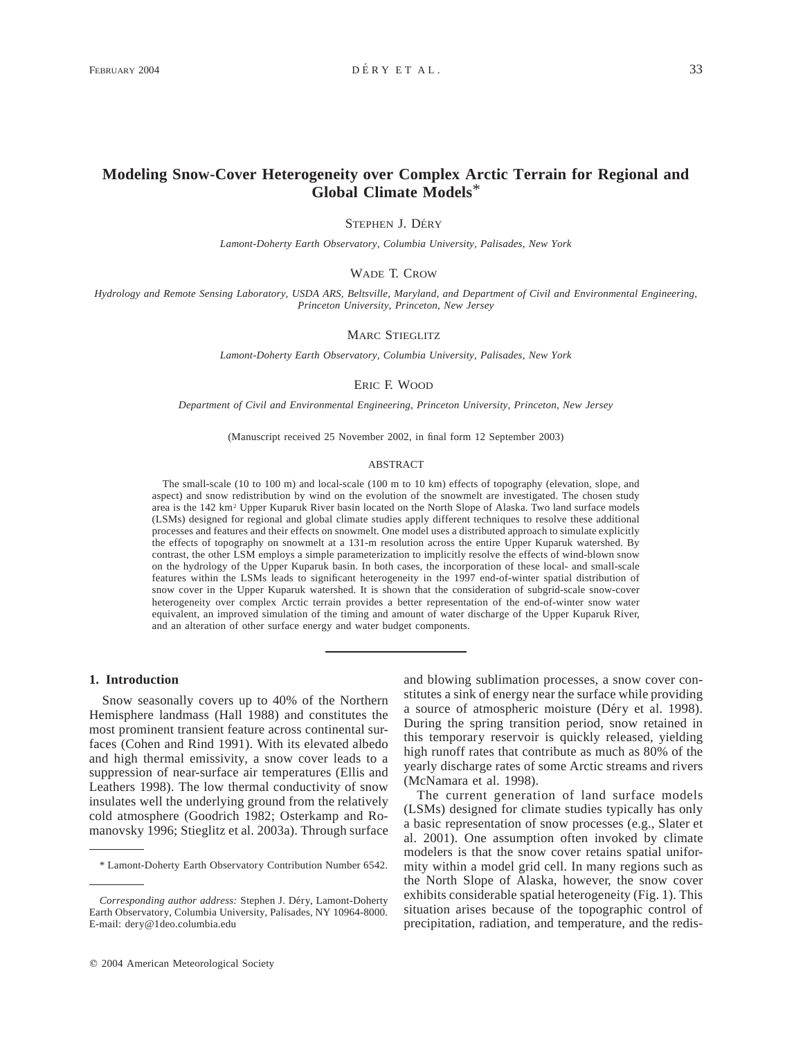# Modeling Snow-Cover Heterogeneity over Complex Arctic Terrain for Regional and Global Climate Models*

STEPHEN J. DÉRY

*Lamont-Doherty Earth Observatory, Columbia University, Palisades, New York*

WADE T. CROW

*Hydrology and Remote Sensing Laboratory, USDA ARS, Beltsville, Maryland, and Department of Civil and Environmental Engineering, Princeton University, Princeton, New Jersey*

MARC STIEGLITZ

*Lamont-Doherty Earth Observatory, Columbia University, Palisades, New York*

ERIC F. WOOD

*Department of Civil and Environmental Engineering, Princeton University, Princeton, New Jersey*

(Manuscript received 25 November 2002, in final form 12 September 2003)

## ABSTRACT

The small-scale (10 to 100 m) and local-scale (100 m to 10 km) effects of topography (elevation, slope, and aspect) and snow redistribution by wind on the evolution of the snowmelt are investigated. The chosen study area is the 142 km$^2$ Upper Kuparuk River basin located on the North Slope of Alaska. Two land surface models (LSMs) designed for regional and global climate studies apply different techniques to resolve these additional processes and features and their effects on snowmelt. One model uses a distributed approach to simulate explicitly the effects of topography on snowmelt at a 131-m resolution across the entire Upper Kuparuk watershed. By contrast, the other LSM employs a simple parameterization to implicitly resolve the effects of wind-blown snow on the hydrology of the Upper Kuparuk basin. In both cases, the incorporation of these local- and small-scale features within the LSMs leads to significant heterogeneity in the 1997 end-of-winter spatial distribution of snow cover in the Upper Kuparuk watershed. It is shown that the consideration of subgrid-scale snow-cover heterogeneity over complex Arctic terrain provides a better representation of the end-of-winter snow water equivalent, an improved simulation of the timing and amount of water discharge of the Upper Kuparuk River, and an alteration of other surface energy and water budget components.

## 1. Introduction

Snow seasonally covers up to 40% of the Northern Hemisphere landmass (Hall 1988) and constitutes the most prominent transient feature across continental surfaces (Cohen and Rind 1991). With its elevated albedo and high thermal emissivity, a snow cover leads to a suppression of near-surface air temperatures (Ellis and Leathers 1998). The low thermal conductivity of snow insulates well the underlying ground from the relatively cold atmosphere (Goodrich 1982; Osterkamp and Romanovsky 1996; Stieglitz et al. 2003a). Through surface and blowing sublimation processes, a snow cover constitutes a sink of energy near the surface while providing a source of atmospheric moisture (Déry et al. 1998). During the spring transition period, snow retained in this temporary reservoir is quickly released, yielding high runoff rates that contribute as much as 80% of the yearly discharge rates of some Arctic streams and rivers (McNamara et al. 1998).

The current generation of land surface models (LSMs) designed for climate studies typically has only a basic representation of snow processes (e.g., Slater et al. 2001). One assumption often invoked by climate modelers is that the snow cover retains spatial uniformity within a model grid cell. In many regions such as the North Slope of Alaska, however, the snow cover exhibits considerable spatial heterogeneity (Fig. 1). This situation arises because of the topographic control of precipitation, radiation, and temperature, and the redis-

\* Lamont-Doherty Earth Observatory Contribution Number 6542.

*Corresponding author address:* Stephen J. Déry, Lamont-Doherty Earth Observatory, Columbia University, Palisades, NY 10964-8000. E-mail: dery@1deo.columbia.edu

© 2004 American Meteorological Society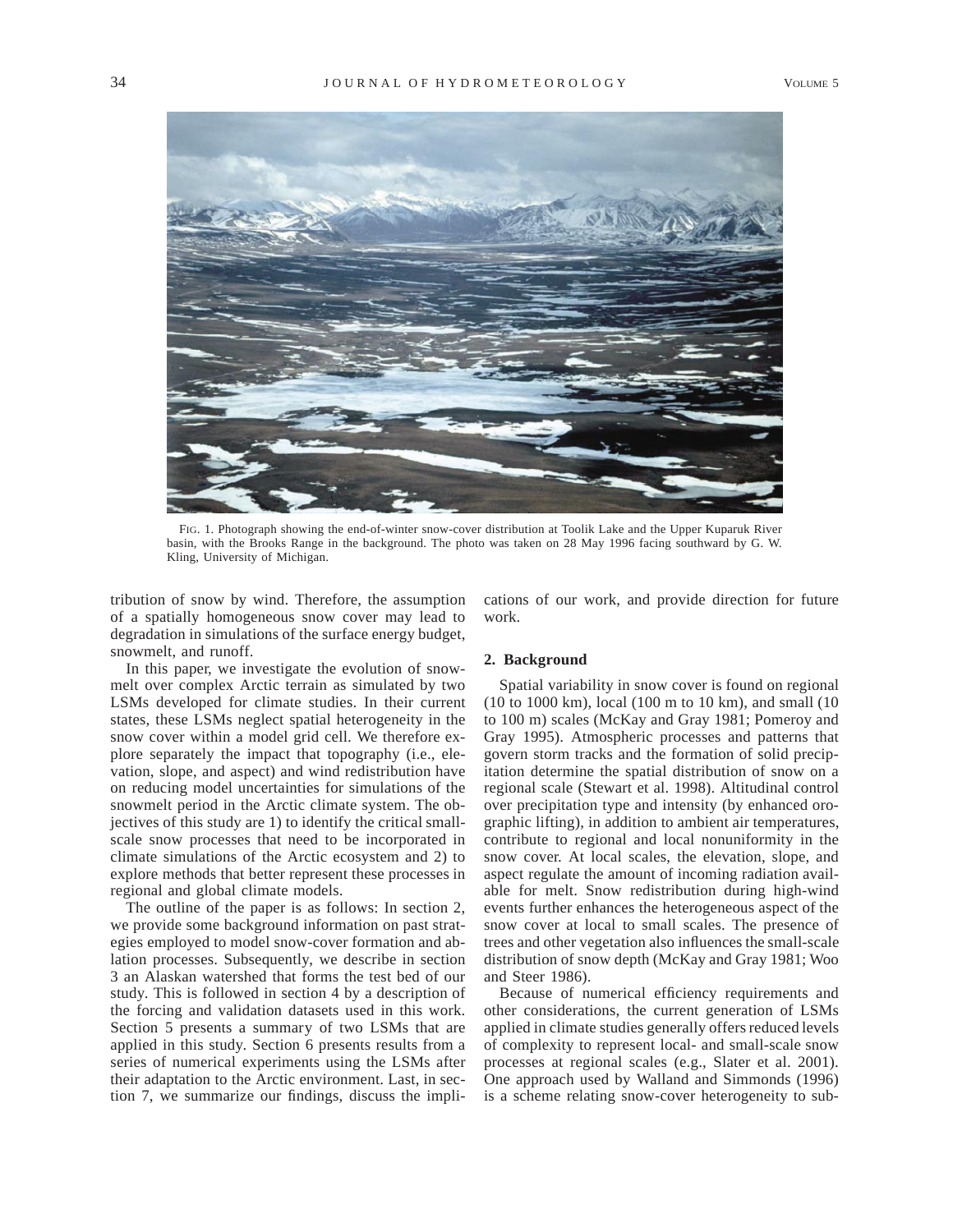FIG. 1. Photograph showing the end-of-winter snow-cover distribution at Toolik Lake and the Upper Kuparuk River basin, with the Brooks Range in the background. The photo was taken on 28 May 1996 facing southward by G. W. Kling, University of Michigan.

tribution of snow by wind. Therefore, the assumption of a spatially homogeneous snow cover may lead to degradation in simulations of the surface energy budget, snowmelt, and runoff.

In this paper, we investigate the evolution of snowmelt over complex Arctic terrain as simulated by two LSMs developed for climate studies. In their current states, these LSMs neglect spatial heterogeneity in the snow cover within a model grid cell. We therefore explore separately the impact that topography (i.e., elevation, slope, and aspect) and wind redistribution have on reducing model uncertainties for simulations of the snowmelt period in the Arctic climate system. The objectives of this study are 1) to identify the critical small-scale snow processes that need to be incorporated in climate simulations of the Arctic ecosystem and 2) to explore methods that better represent these processes in regional and global climate models.

The outline of the paper is as follows: In section 2, we provide some background information on past strategies employed to model snow-cover formation and ablation processes. Subsequently, we describe in section 3 an Alaskan watershed that forms the test bed of our study. This is followed in section 4 by a description of the forcing and validation datasets used in this work. Section 5 presents a summary of two LSMs that are applied in this study. Section 6 presents results from a series of numerical experiments using the LSMs after their adaptation to the Arctic environment. Last, in section 7, we summarize our findings, discuss the implications of our work, and provide direction for future work.

## 2. Background

Spatial variability in snow cover is found on regional (10 to 1000 km), local (100 m to 10 km), and small (10 to 100 m) scales (McKay and Gray 1981; Pomeroy and Gray 1995). Atmospheric processes and patterns that govern storm tracks and the formation of solid precipitation determine the spatial distribution of snow on a regional scale (Stewart et al. 1998). Altitudinal control over precipitation type and intensity (by enhanced orographic lifting), in addition to ambient air temperatures, contribute to regional and local nonuniformity in the snow cover. At local scales, the elevation, slope, and aspect regulate the amount of incoming radiation available for melt. Snow redistribution during high-wind events further enhances the heterogeneous aspect of the snow cover at local to small scales. The presence of trees and other vegetation also influences the small-scale distribution of snow depth (McKay and Gray 1981; Woo and Steer 1986).

Because of numerical efficiency requirements and other considerations, the current generation of LSMs applied in climate studies generally offers reduced levels of complexity to represent local- and small-scale snow processes at regional scales (e.g., Slater et al. 2001). One approach used by Walland and Simmonds (1996) is a scheme relating snow-cover heterogeneity to sub-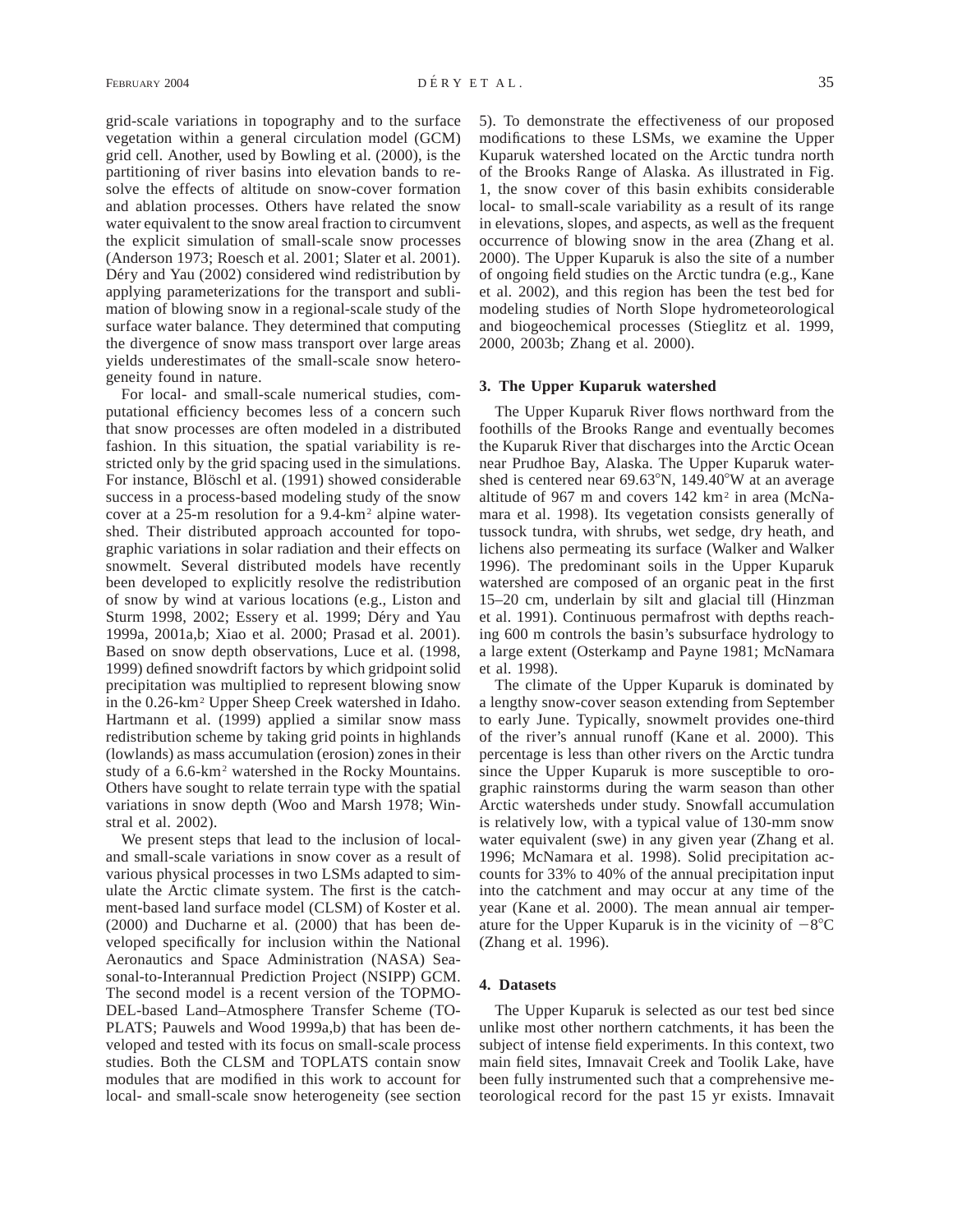grid-scale variations in topography and to the surface vegetation within a general circulation model (GCM) grid cell. Another, used by Bowling et al. (2000), is the partitioning of river basins into elevation bands to resolve the effects of altitude on snow-cover formation and ablation processes. Others have related the snow water equivalent to the snow areal fraction to circumvent the explicit simulation of small-scale snow processes (Anderson 1973; Roesch et al. 2001; Slater et al. 2001). Déry and Yau (2002) considered wind redistribution by applying parameterizations for the transport and sublimation of blowing snow in a regional-scale study of the surface water balance. They determined that computing the divergence of snow mass transport over large areas yields underestimates of the small-scale snow heterogeneity found in nature.

For local- and small-scale numerical studies, computational efficiency becomes less of a concern such that snow processes are often modeled in a distributed fashion. In this situation, the spatial variability is restricted only by the grid spacing used in the simulations. For instance, Blöschl et al. (1991) showed considerable success in a process-based modeling study of the snow cover at a 25-m resolution for a 9.4-km$^2$ alpine watershed. Their distributed approach accounted for topographic variations in solar radiation and their effects on snowmelt. Several distributed models have recently been developed to explicitly resolve the redistribution of snow by wind at various locations (e.g., Liston and Sturm 1998, 2002; Essery et al. 1999; Déry and Yau 1999a, 2001a,b; Xiao et al. 2000; Prasad et al. 2001). Based on snow depth observations, Luce et al. (1998, 1999) defined snowdrift factors by which gridpoint solid precipitation was multiplied to represent blowing snow in the 0.26-km$^2$ Upper Sheep Creek watershed in Idaho. Hartmann et al. (1999) applied a similar snow mass redistribution scheme by taking grid points in highlands (lowlands) as mass accumulation (erosion) zones in their study of a 6.6-km$^2$ watershed in the Rocky Mountains. Others have sought to relate terrain type with the spatial variations in snow depth (Woo and Marsh 1978; Winstral et al. 2002).

We present steps that lead to the inclusion of local- and small-scale variations in snow cover as a result of various physical processes in two LSMs adapted to simulate the Arctic climate system. The first is the catchment-based land surface model (CLSM) of Koster et al. (2000) and Ducharne et al. (2000) that has been developed specifically for inclusion within the National Aeronautics and Space Administration (NASA) Seasonal-to-Interannual Prediction Project (NSIPP) GCM. The second model is a recent version of the TOPMODEL-based Land–Atmosphere Transfer Scheme (TOPLATS; Pauwels and Wood 1999a,b) that has been developed and tested with its focus on small-scale process studies. Both the CLSM and TOPLATS contain snow modules that are modified in this work to account for local- and small-scale snow heterogeneity (see section 5). To demonstrate the effectiveness of our proposed modifications to these LSMs, we examine the Upper Kuparuk watershed located on the Arctic tundra north of the Brooks Range of Alaska. As illustrated in Fig. 1, the snow cover of this basin exhibits considerable local- to small-scale variability as a result of its range in elevations, slopes, and aspects, as well as the frequent occurrence of blowing snow in the area (Zhang et al. 2000). The Upper Kuparuk is also the site of a number of ongoing field studies on the Arctic tundra (e.g., Kane et al. 2002), and this region has been the test bed for modeling studies of North Slope hydrometeorological and biogeochemical processes (Stieglitz et al. 1999, 2000, 2003b; Zhang et al. 2000).

## 3. The Upper Kuparuk watershed

The Upper Kuparuk River flows northward from the foothills of the Brooks Range and eventually becomes the Kuparuk River that discharges into the Arctic Ocean near Prudhoe Bay, Alaska. The Upper Kuparuk watershed is centered near 69.63°N, 149.40°W at an average altitude of 967 m and covers 142 km$^2$ in area (McNamara et al. 1998). Its vegetation consists generally of tussock tundra, with shrubs, wet sedge, dry heath, and lichens also permeating its surface (Walker and Walker 1996). The predominant soils in the Upper Kuparuk watershed are composed of an organic peat in the first 15–20 cm, underlain by silt and glacial till (Hinzman et al. 1991). Continuous permafrost with depths reaching 600 m controls the basin's subsurface hydrology to a large extent (Osterkamp and Payne 1981; McNamara et al. 1998).

The climate of the Upper Kuparuk is dominated by a lengthy snow-cover season extending from September to early June. Typically, snowmelt provides one-third of the river's annual runoff (Kane et al. 2000). This percentage is less than other rivers on the Arctic tundra since the Upper Kuparuk is more susceptible to orographic rainstorms during the warm season than other Arctic watersheds under study. Snowfall accumulation is relatively low, with a typical value of 130-mm snow water equivalent (swe) in any given year (Zhang et al. 1996; McNamara et al. 1998). Solid precipitation accounts for 33% to 40% of the annual precipitation input into the catchment and may occur at any time of the year (Kane et al. 2000). The mean annual air temperature for the Upper Kuparuk is in the vicinity of $-8$°C (Zhang et al. 1996).

## 4. Datasets

The Upper Kuparuk is selected as our test bed since unlike most other northern catchments, it has been the subject of intense field experiments. In this context, two main field sites, Imnavait Creek and Toolik Lake, have been fully instrumented such that a comprehensive meteorological record for the past 15 yr exists. Imnavait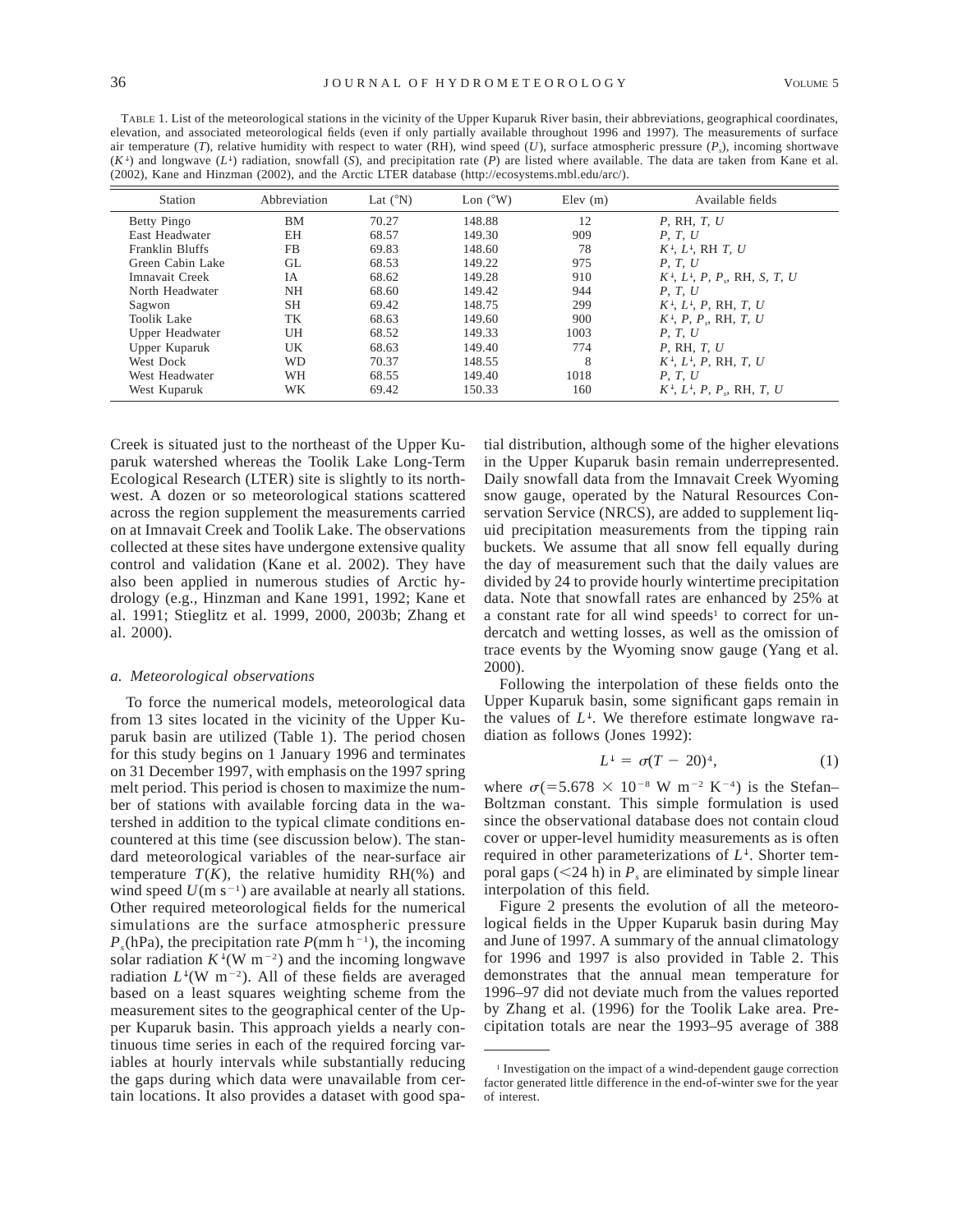TABLE 1. List of the meteorological stations in the vicinity of the Upper Kuparuk River basin, their abbreviations, geographical coordinates, elevation, and associated meteorological fields (even if only partially available throughout 1996 and 1997). The measurements of surface air temperature ($T$), relative humidity with respect to water (RH), wind speed ($U$), surface atmospheric pressure ($P_s$), incoming shortwave ($K^{\downarrow}$) and longwave ($L^{\downarrow}$) radiation, snowfall ($S$), and precipitation rate ($P$) are listed where available. The data are taken from Kane et al. (2002), Kane and Hinzman (2002), and the Arctic LTER database (http://ecosystems.mbl.edu/arc/).

| Station | Abbreviation | Lat (°N) | Lon (°W) | Elev (m) | Available fields |
|---|---|---|---|---|---|
| Betty Pingo | BM | 70.27 | 148.88 | 12 | $P$, RH, $T$, $U$ |
| East Headwater | EH | 68.57 | 149.30 | 909 | $P$, $T$, $U$ |
| Franklin Bluffs | FB | 69.83 | 148.60 | 78 | $K^{\downarrow}$, $L^{\downarrow}$, RH $T$, $U$ |
| Green Cabin Lake | GL | 68.53 | 149.22 | 975 | $P$, $T$, $U$ |
| Imnavait Creek | IA | 68.62 | 149.28 | 910 | $K^{\downarrow}$, $L^{\downarrow}$, $P$, $P_s$, RH, $S$, $T$, $U$ |
| North Headwater | NH | 68.60 | 149.42 | 944 | $P$, $T$, $U$ |
| Sagwon | SH | 69.42 | 148.75 | 299 | $K^{\downarrow}$, $L^{\downarrow}$, $P$, RH, $T$, $U$ |
| Toolik Lake | TK | 68.63 | 149.60 | 900 | $K^{\downarrow}$, $P$, $P_s$, RH, $T$, $U$ |
| Upper Headwater | UH | 68.52 | 149.33 | 1003 | $P$, $T$, $U$ |
| Upper Kuparuk | UK | 68.63 | 149.40 | 774 | $P$, RH, $T$, $U$ |
| West Dock | WD | 70.37 | 148.55 | 8 | $K^{\downarrow}$, $L^{\downarrow}$, $P$, RH, $T$, $U$ |
| West Headwater | WH | 68.55 | 149.40 | 1018 | $P$, $T$, $U$ |
| West Kuparuk | WK | 69.42 | 150.33 | 160 | $K^{\downarrow}$, $L^{\downarrow}$, $P$, $P_s$, RH, $T$, $U$ |

Creek is situated just to the northeast of the Upper Kuparuk watershed whereas the Toolik Lake Long-Term Ecological Research (LTER) site is slightly to its northwest. A dozen or so meteorological stations scattered across the region supplement the measurements carried on at Imnavait Creek and Toolik Lake. The observations collected at these sites have undergone extensive quality control and validation (Kane et al. 2002). They have also been applied in numerous studies of Arctic hydrology (e.g., Hinzman and Kane 1991, 1992; Kane et al. 1991; Stieglitz et al. 1999, 2000, 2003b; Zhang et al. 2000).

### *a. Meteorological observations*

To force the numerical models, meteorological data from 13 sites located in the vicinity of the Upper Kuparuk basin are utilized (Table 1). The period chosen for this study begins on 1 January 1996 and terminates on 31 December 1997, with emphasis on the 1997 spring melt period. This period is chosen to maximize the number of stations with available forcing data in the watershed in addition to the typical climate conditions encountered at this time (see discussion below). The standard meteorological variables of the near-surface air temperature $T$($K$), the relative humidity RH(%) and wind speed $U$(m s$^{-1}$) are available at nearly all stations. Other required meteorological fields for the numerical simulations are the surface atmospheric pressure $P_s$(hPa), the precipitation rate $P$(mm h$^{-1}$), the incoming solar radiation $K^{\downarrow}$(W m$^{-2}$) and the incoming longwave radiation $L^{\downarrow}$(W m$^{-2}$). All of these fields are averaged based on a least squares weighting scheme from the measurement sites to the geographical center of the Upper Kuparuk basin. This approach yields a nearly continuous time series in each of the required forcing variables at hourly intervals while substantially reducing the gaps during which data were unavailable from certain locations. It also provides a dataset with good spatial distribution, although some of the higher elevations in the Upper Kuparuk basin remain underrepresented. Daily snowfall data from the Imnavait Creek Wyoming snow gauge, operated by the Natural Resources Conservation Service (NRCS), are added to supplement liquid precipitation measurements from the tipping rain buckets. We assume that all snow fell equally during the day of measurement such that the daily values are divided by 24 to provide hourly wintertime precipitation data. Note that snowfall rates are enhanced by 25% at a constant rate for all wind speeds[1] to correct for undercatch and wetting losses, as well as the omission of trace events by the Wyoming snow gauge (Yang et al. 2000).

Following the interpolation of these fields onto the Upper Kuparuk basin, some significant gaps remain in the values of $L^{\downarrow}$. We therefore estimate longwave radiation as follows (Jones 1992):

$$L^{\downarrow} = \sigma(T - 20)^4, \tag{1}$$

where $\sigma(=5.678 \times 10^{-8}$ W m$^{-2}$ K$^{-4})$ is the Stefan–Boltzmann constant. This simple formulation is used since the observational database does not contain cloud cover or upper-level humidity measurements as is often required in other parameterizations of $L^{\downarrow}$. Shorter temporal gaps ($<$24 h) in $P_s$ are eliminated by simple linear interpolation of this field.

Figure 2 presents the evolution of all the meteorological fields in the Upper Kuparuk basin during May and June of 1997. A summary of the annual climatology for 1996 and 1997 is also provided in Table 2. This demonstrates that the annual mean temperature for 1996–97 did not deviate much from the values reported by Zhang et al. (1996) for the Toolik Lake area. Precipitation totals are near the 1993–95 average of 388

[1] Investigation on the impact of a wind-dependent gauge correction factor generated little difference in the end-of-winter swe for the year of interest.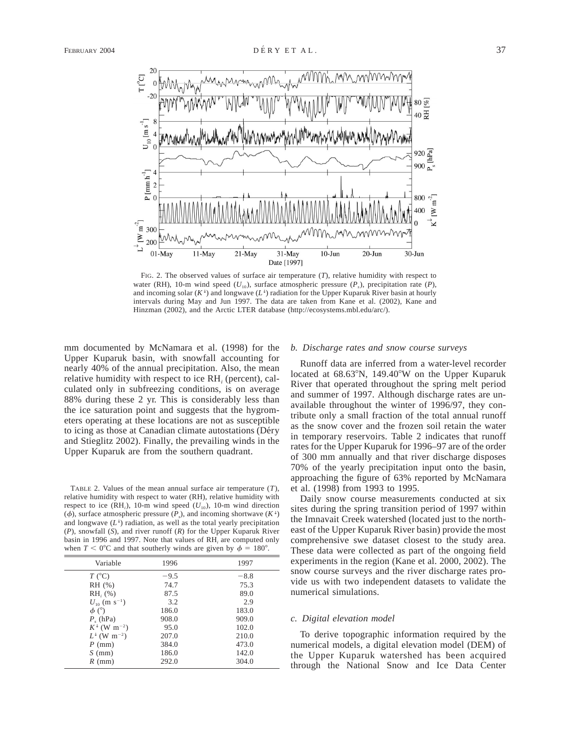FIG. 2. The observed values of surface air temperature ($T$), relative humidity with respect to water (RH), 10-m wind speed ($U_{10}$), surface atmospheric pressure ($P_s$), precipitation rate ($P$), and incoming solar ($K^{\downarrow}$) and longwave ($L^{\downarrow}$) radiation for the Upper Kuparuk River basin at hourly intervals during May and Jun 1997. The data are taken from Kane et al. (2002), Kane and Hinzman (2002), and the Arctic LTER database (http://ecosystems.mbl.edu/arc/).

mm documented by McNamara et al. (1998) for the Upper Kuparuk basin, with snowfall accounting for nearly 40% of the annual precipitation. Also, the mean relative humidity with respect to ice $RH_i$ (percent), calculated only in subfreezing conditions, is on average 88% during these 2 yr. This is considerably less than the ice saturation point and suggests that the hygrometers operating at these locations are not as susceptible to icing as those at Canadian climate autostations (Déry and Stieglitz 2002). Finally, the prevailing winds in the Upper Kuparuk are from the southern quadrant.

TABLE 2. Values of the mean annual surface air temperature ($T$), relative humidity with respect to water (RH), relative humidity with respect to ice ($RH_i$), 10-m wind speed ($U_{10}$), 10-m wind direction ($\phi$), surface atmospheric pressure ($P_s$), and incoming shortwave ($K^{\downarrow}$) and longwave ($L^{\downarrow}$) radiation, as well as the total yearly precipitation ($P$), snowfall ($S$), and river runoff ($R$) for the Upper Kuparuk River basin in 1996 and 1997. Note that values of $RH_i$ are computed only when $T < 0°C$ and that southerly winds are given by $\phi = 180°$.

| Variable | 1996 | 1997 |
|---|---|---|
| $T$ (°C) | −9.5 | −8.8 |
| RH (%) | 74.7 | 75.3 |
| $RH_i$ (%) | 87.5 | 89.0 |
| $U_{10}$ (m s$^{-1}$) | 3.2 | 2.9 |
| $\phi$ (°) | 186.0 | 183.0 |
| $P_s$ (hPa) | 908.0 | 909.0 |
| $K^{\downarrow}$ (W m$^{-2}$) | 95.0 | 102.0 |
| $L^{\downarrow}$ (W m$^{-2}$) | 207.0 | 210.0 |
| $P$ (mm) | 384.0 | 473.0 |
| $S$ (mm) | 186.0 | 142.0 |
| $R$ (mm) | 292.0 | 304.0 |

### *b. Discharge rates and snow course surveys*

Runoff data are inferred from a water-level recorder located at 68.63°N, 149.40°W on the Upper Kuparuk River that operated throughout the spring melt period and summer of 1997. Although discharge rates are unavailable throughout the winter of 1996/97, they contribute only a small fraction of the total annual runoff as the snow cover and the frozen soil retain the water in temporary reservoirs. Table 2 indicates that runoff rates for the Upper Kuparuk for 1996–97 are of the order of 300 mm annually and that river discharge disposes 70% of the yearly precipitation input onto the basin, approaching the figure of 63% reported by McNamara et al. (1998) from 1993 to 1995.

Daily snow course measurements conducted at six sites during the spring transition period of 1997 within the Imnavait Creek watershed (located just to the northeast of the Upper Kuparuk River basin) provide the most comprehensive swe dataset closest to the study area. These data were collected as part of the ongoing field experiments in the region (Kane et al. 2000, 2002). The snow course surveys and the river discharge rates provide us with two independent datasets to validate the numerical simulations.

### *c. Digital elevation model*

To derive topographic information required by the numerical models, a digital elevation model (DEM) of the Upper Kuparuk watershed has been acquired through the National Snow and Ice Data Center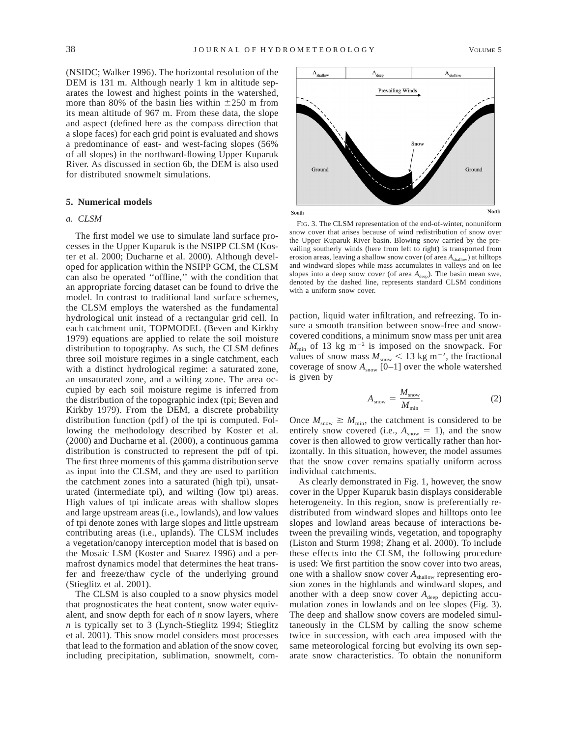(NSIDC; Walker 1996). The horizontal resolution of the DEM is 131 m. Although nearly 1 km in altitude separates the lowest and highest points in the watershed, more than 80% of the basin lies within ±250 m from its mean altitude of 967 m. From these data, the slope and aspect (defined here as the compass direction that a slope faces) for each grid point is evaluated and shows a predominance of east- and west-facing slopes (56% of all slopes) in the northward-flowing Upper Kuparuk River. As discussed in section 6b, the DEM is also used for distributed snowmelt simulations.

## 5. Numerical models

### *a. CLSM*

The first model we use to simulate land surface processes in the Upper Kuparuk is the NSIPP CLSM (Koster et al. 2000; Ducharne et al. 2000). Although developed for application within the NSIPP GCM, the CLSM can also be operated ''offline,'' with the condition that an appropriate forcing dataset can be found to drive the model. In contrast to traditional land surface schemes, the CLSM employs the watershed as the fundamental hydrological unit instead of a rectangular grid cell. In each catchment unit, TOPMODEL (Beven and Kirkby 1979) equations are applied to relate the soil moisture distribution to topography. As such, the CLSM defines three soil moisture regimes in a single catchment, each with a distinct hydrological regime: a saturated zone, an unsaturated zone, and a wilting zone. The area occupied by each soil moisture regime is inferred from the distribution of the topographic index (tpi; Beven and Kirkby 1979). From the DEM, a discrete probability distribution function (pdf) of the tpi is computed. Following the methodology described by Koster et al. (2000) and Ducharne et al. (2000), a continuous gamma distribution is constructed to represent the pdf of tpi. The first three moments of this gamma distribution serve as input into the CLSM, and they are used to partition the catchment zones into a saturated (high tpi), unsaturated (intermediate tpi), and wilting (low tpi) areas. High values of tpi indicate areas with shallow slopes and large upstream areas (i.e., lowlands), and low values of tpi denote zones with large slopes and little upstream contributing areas (i.e., uplands). The CLSM includes a vegetation/canopy interception model that is based on the Mosaic LSM (Koster and Suarez 1996) and a permafrost dynamics model that determines the heat transfer and freeze/thaw cycle of the underlying ground (Stieglitz et al. 2001).

The CLSM is also coupled to a snow physics model that prognosticates the heat content, snow water equivalent, and snow depth for each of $n$ snow layers, where $n$ is typically set to 3 (Lynch-Stieglitz 1994; Stieglitz et al. 2001). This snow model considers most processes that lead to the formation and ablation of the snow cover, including precipitation, sublimation, snowmelt, compaction, liquid water infiltration, and refreezing. To insure a smooth transition between snow-free and snow-covered conditions, a minimum snow mass per unit area $M_{\min}$ of 13 kg m$^{-2}$ is imposed on the snowpack. For values of snow mass $M_{\text{snow}} < 13$ kg m$^{-2}$, the fractional coverage of snow $A_{\text{snow}}$ [0–1] over the whole watershed is given by

$$A_{\text{snow}} = \frac{M_{\text{snow}}}{M_{\min}}. \tag{2}$$

Once $M_{\text{snow}} \geq M_{\min}$, the catchment is considered to be entirely snow covered (i.e., $A_{\text{snow}} = 1$), and the snow cover is then allowed to grow vertically rather than horizontally. In this situation, however, the model assumes that the snow cover remains spatially uniform across individual catchments.

FIG. 3. The CLSM representation of the end-of-winter, nonuniform snow cover that arises because of wind redistribution of snow over the Upper Kuparuk River basin. Blowing snow carried by the prevailing southerly winds (here from left to right) is transported from erosion areas, leaving a shallow snow cover (of area $A_{\text{shallow}}$) at hilltops and windward slopes while mass accumulates in valleys and on lee slopes into a deep snow cover (of area $A_{\text{deep}}$). The basin mean swe, denoted by the dashed line, represents standard CLSM conditions with a uniform snow cover.

As clearly demonstrated in Fig. 1, however, the snow cover in the Upper Kuparuk basin displays considerable heterogeneity. In this region, snow is preferentially redistributed from windward slopes and hilltops onto lee slopes and lowland areas because of interactions between the prevailing winds, vegetation, and topography (Liston and Sturm 1998; Zhang et al. 2000). To include these effects into the CLSM, the following procedure is used: We first partition the snow cover into two areas, one with a shallow snow cover $A_{\text{shallow}}$ representing erosion zones in the highlands and windward slopes, and another with a deep snow cover $A_{\text{deep}}$ depicting accumulation zones in lowlands and on lee slopes (Fig. 3). The deep and shallow snow covers are modeled simultaneously in the CLSM by calling the snow scheme twice in succession, with each area imposed with the same meteorological forcing but evolving its own separate snow characteristics. To obtain the nonuniform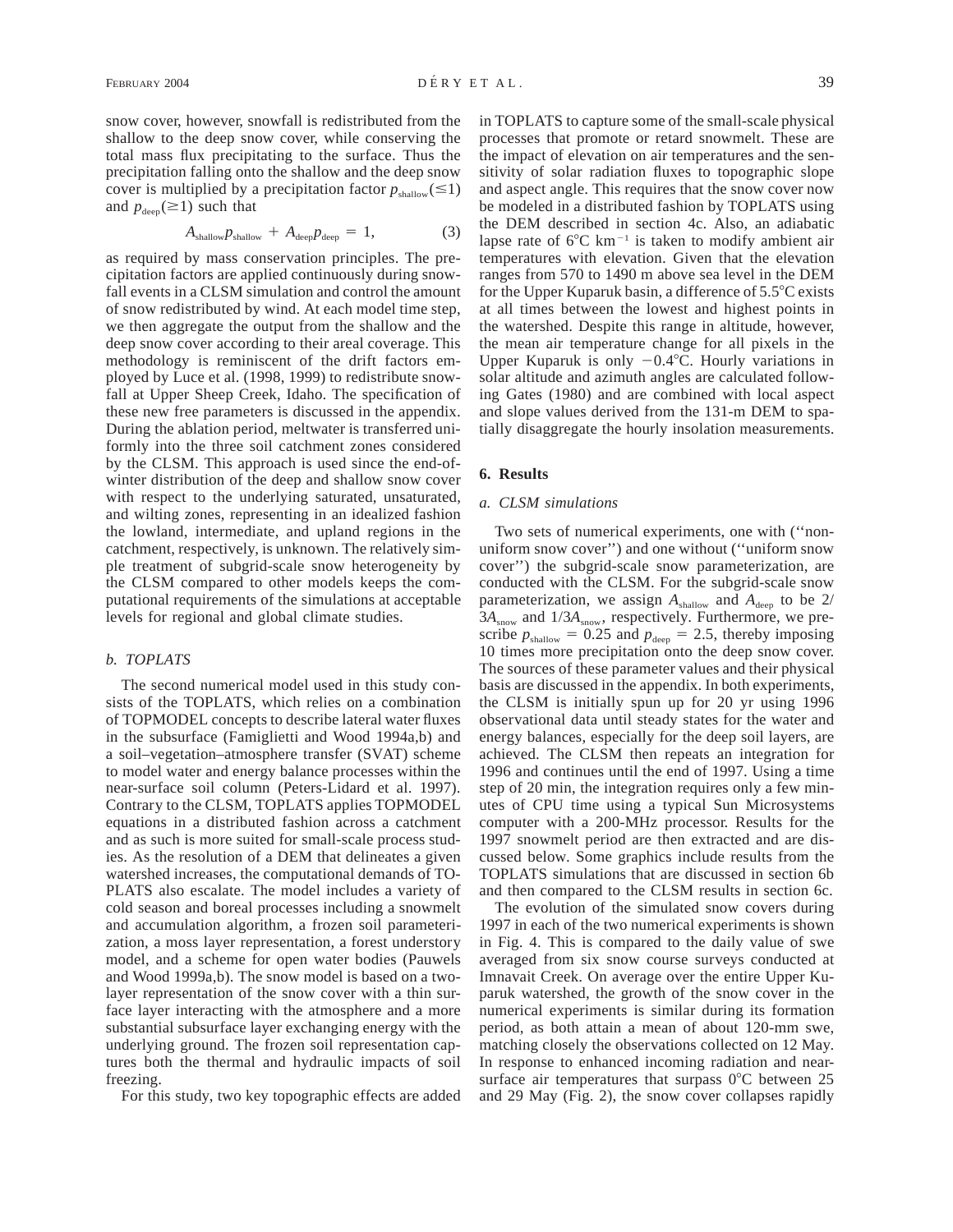snow cover, however, snowfall is redistributed from the shallow to the deep snow cover, while conserving the total mass flux precipitating to the surface. Thus the precipitation falling onto the shallow and the deep snow cover is multiplied by a precipitation factor $p_{shallow}(\leq 1)$ and $p_{deep}(\geq 1)$ such that

$$A_{shallow}p_{shallow} + A_{deep}p_{deep} = 1, \tag{3}$$

as required by mass conservation principles. The precipitation factors are applied continuously during snowfall events in a CLSM simulation and control the amount of snow redistributed by wind. At each model time step, we then aggregate the output from the shallow and the deep snow cover according to their areal coverage. This methodology is reminiscent of the drift factors employed by Luce et al. (1998, 1999) to redistribute snowfall at Upper Sheep Creek, Idaho. The specification of these new free parameters is discussed in the appendix. During the ablation period, meltwater is transferred uniformly into the three soil catchment zones considered by the CLSM. This approach is used since the end-of-winter distribution of the deep and shallow snow cover with respect to the underlying saturated, unsaturated, and wilting zones, representing in an idealized fashion the lowland, intermediate, and upland regions in the catchment, respectively, is unknown. The relatively simple treatment of subgrid-scale snow heterogeneity by the CLSM compared to other models keeps the computational requirements of the simulations at acceptable levels for regional and global climate studies.

### *b. TOPLATS*

The second numerical model used in this study consists of the TOPLATS, which relies on a combination of TOPMODEL concepts to describe lateral water fluxes in the subsurface (Famigliettti and Wood 1994a,b) and a soil–vegetation–atmosphere transfer (SVAT) scheme to model water and energy balance processes within the near-surface soil column (Peters-Lidard et al. 1997). Contrary to the CLSM, TOPLATS applies TOPMODEL equations in a distributed fashion across a catchment and as such is more suited for small-scale process studies. As the resolution of a DEM that delineates a given watershed increases, the computational demands of TOPLATS also escalate. The model includes a variety of cold season and boreal processes including a snowmelt and accumulation algorithm, a frozen soil parameterization, a moss layer representation, a forest understory model, and a scheme for open water bodies (Pauwels and Wood 1999a,b). The snow model is based on a two-layer representation of the snow cover with a thin surface layer interacting with the atmosphere and a more substantial subsurface layer exchanging energy with the underlying ground. The frozen soil representation captures both the thermal and hydraulic impacts of soil freezing.

For this study, two key topographic effects are added in TOPLATS to capture some of the small-scale physical processes that promote or retard snowmelt. These are the impact of elevation on air temperatures and the sensitivity of solar radiation fluxes to topographic slope and aspect angle. This requires that the snow cover now be modeled in a distributed fashion by TOPLATS using the DEM described in section 4c. Also, an adiabatic lapse rate of 6°C km$^{-1}$ is taken to modify ambient air temperatures with elevation. Given that the elevation ranges from 570 to 1490 m above sea level in the DEM for the Upper Kuparuk basin, a difference of 5.5°C exists at all times between the lowest and highest points in the watershed. Despite this range in altitude, however, the mean air temperature change for all pixels in the Upper Kuparuk is only −0.4°C. Hourly variations in solar altitude and azimuth angles are calculated following Gates (1980) and are combined with local aspect and slope values derived from the 131-m DEM to spatially disaggregate the hourly insolation measurements.

## 6. Results

### *a. CLSM simulations*

Two sets of numerical experiments, one with (''nonuniform snow cover'') and one without (''uniform snow cover'') the subgrid-scale snow parameterization, are conducted with the CLSM. For the subgrid-scale snow parameterization, we assign $A_{shallow}$ and $A_{deep}$ to be $2/3A_{snow}$ and $1/3A_{snow}$, respectively. Furthermore, we prescribe $p_{shallow} = 0.25$ and $p_{deep} = 2.5$, thereby imposing 10 times more precipitation onto the deep snow cover. The sources of these parameter values and their physical basis are discussed in the appendix. In both experiments, the CLSM is initially spun up for 20 yr using 1996 observational data until steady states for the water and energy balances, especially for the deep soil layers, are achieved. The CLSM then repeats an integration for 1996 and continues until the end of 1997. Using a time step of 20 min, the integration requires only a few minutes of CPU time using a typical Sun Microsystems computer with a 200-MHz processor. Results for the 1997 snowmelt period are then extracted and are discussed below. Some graphics include results from the TOPLATS simulations that are discussed in section 6b and then compared to the CLSM results in section 6c.

The evolution of the simulated snow covers during 1997 in each of the two numerical experiments is shown in Fig. 4. This is compared to the daily value of swe averaged from six snow course surveys conducted at Imnavait Creek. On average over the entire Upper Kuparuk watershed, the growth of the snow cover in the numerical experiments is similar during its formation period, as both attain a mean of about 120-mm swe, matching closely the observations collected on 12 May. In response to enhanced incoming radiation and near-surface air temperatures that surpass 0°C between 25 and 29 May (Fig. 2), the snow cover collapses rapidly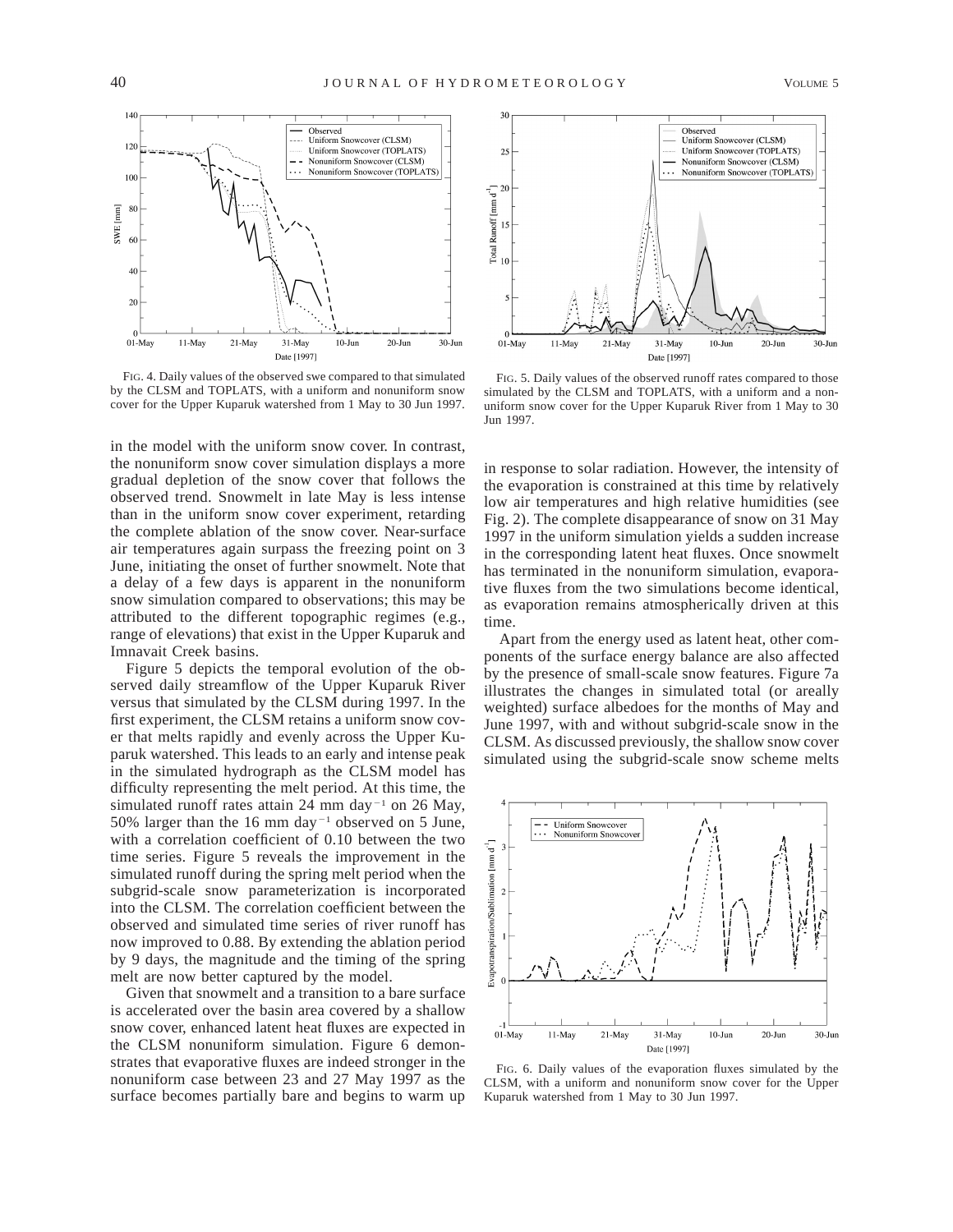FIG. 4. Daily values of the observed swe compared to that simulated by the CLSM and TOPLATS, with a uniform and nonuniform snow cover for the Upper Kuparuk watershed from 1 May to 30 Jun 1997.

FIG. 5. Daily values of the observed runoff rates compared to those simulated by the CLSM and TOPLATS, with a uniform and a nonuniform snow cover for the Upper Kuparuk River from 1 May to 30 Jun 1997.

in the model with the uniform snow cover. In contrast, the nonuniform snow cover simulation displays a more gradual depletion of the snow cover that follows the observed trend. Snowmelt in late May is less intense than in the uniform snow cover experiment, retarding the complete ablation of the snow cover. Near-surface air temperatures again surpass the freezing point on 3 June, initiating the onset of further snowmelt. Note that a delay of a few days is apparent in the nonuniform snow simulation compared to observations; this may be attributed to the different topographic regimes (e.g., range of elevations) that exist in the Upper Kuparuk and Imnavait Creek basins.

Figure 5 depicts the temporal evolution of the observed daily streamflow of the Upper Kuparuk River versus that simulated by the CLSM during 1997. In the first experiment, the CLSM retains a uniform snow cover that melts rapidly and evenly across the Upper Kuparuk watershed. This leads to an early and intense peak in the simulated hydrograph as the CLSM model has difficulty representing the melt period. At this time, the simulated runoff rates attain 24 mm day$^{-1}$ on 26 May, 50% larger than the 16 mm day$^{-1}$ observed on 5 June, with a correlation coefficient of 0.10 between the two time series. Figure 5 reveals the improvement in the simulated runoff during the spring melt period when the subgrid-scale snow parameterization is incorporated into the CLSM. The correlation coefficient between the observed and simulated time series of river runoff has now improved to 0.88. By extending the ablation period by 9 days, the magnitude and the timing of the spring melt are now better captured by the model.

Given that snowmelt and a transition to a bare surface is accelerated over the basin area covered by a shallow snow cover, enhanced latent heat fluxes are expected in the CLSM nonuniform simulation. Figure 6 demonstrates that evaporative fluxes are indeed stronger in the nonuniform case between 23 and 27 May 1997 as the surface becomes partially bare and begins to warm up in response to solar radiation. However, the intensity of the evaporation is constrained at this time by relatively low air temperatures and high relative humidities (see Fig. 2). The complete disappearance of snow on 31 May 1997 in the uniform simulation yields a sudden increase in the corresponding latent heat fluxes. Once snowmelt has terminated in the nonuniform simulation, evaporative fluxes from the two simulations become identical, as evaporation remains atmospherically driven at this time.

Apart from the energy used as latent heat, other components of the surface energy balance are also affected by the presence of small-scale snow features. Figure 7a illustrates the changes in simulated total (or areally weighted) surface albedoes for the months of May and June 1997, with and without subgrid-scale snow in the CLSM. As discussed previously, the shallow snow cover simulated using the subgrid-scale snow scheme melts

FIG. 6. Daily values of the evaporation fluxes simulated by the CLSM, with a uniform and nonuniform snow cover for the Upper Kuparuk watershed from 1 May to 30 Jun 1997.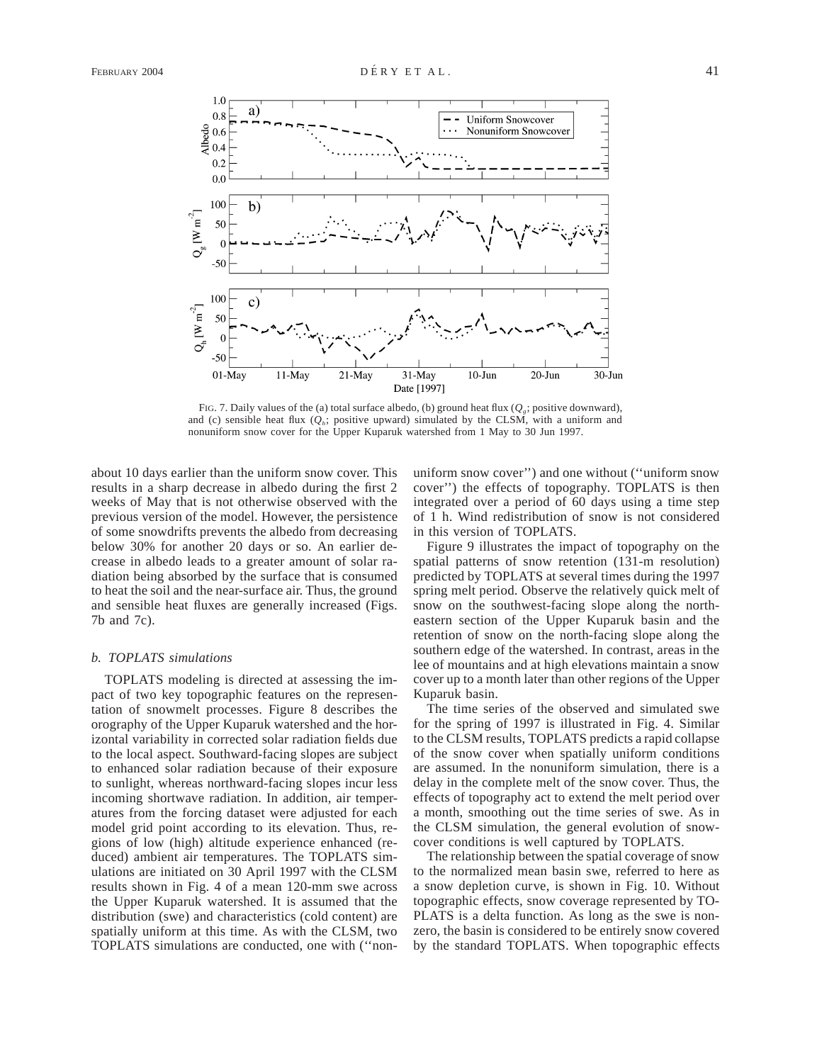FIG. 7. Daily values of the (a) total surface albedo, (b) ground heat flux ($Q_g$; positive downward), and (c) sensible heat flux ($Q_h$; positive upward) simulated by the CLSM, with a uniform and nonuniform snow cover for the Upper Kuparuk watershed from 1 May to 30 Jun 1997.

about 10 days earlier than the uniform snow cover. This results in a sharp decrease in albedo during the first 2 weeks of May that is not otherwise observed with the previous version of the model. However, the persistence of some snowdrifts prevents the albedo from decreasing below 30% for another 20 days or so. An earlier decrease in albedo leads to a greater amount of solar radiation being absorbed by the surface that is consumed to heat the soil and the near-surface air. Thus, the ground and sensible heat fluxes are generally increased (Figs. 7b and 7c).

### *b. TOPLATS simulations*

TOPLATS modeling is directed at assessing the impact of two key topographic features on the representation of snowmelt processes. Figure 8 describes the orography of the Upper Kuparuk watershed and the horizontal variability in corrected solar radiation fields due to the local aspect. Southward-facing slopes are subject to enhanced solar radiation because of their exposure to sunlight, whereas northward-facing slopes incur less incoming shortwave radiation. In addition, air temperatures from the forcing dataset were adjusted for each model grid point according to its elevation. Thus, regions of low (high) altitude experience enhanced (reduced) ambient air temperatures. The TOPLATS simulations are initiated on 30 April 1997 with the CLSM results shown in Fig. 4 of a mean 120-mm swe across the Upper Kuparuk watershed. It is assumed that the distribution (swe) and characteristics (cold content) are spatially uniform at this time. As with the CLSM, two TOPLATS simulations are conducted, one with (''nonuniform snow cover'') and one without (''uniform snow cover'') the effects of topography. TOPLATS is then integrated over a period of 60 days using a time step of 1 h. Wind redistribution of snow is not considered in this version of TOPLATS.

Figure 9 illustrates the impact of topography on the spatial patterns of snow retention (131-m resolution) predicted by TOPLATS at several times during the 1997 spring melt period. Observe the relatively quick melt of snow on the southwest-facing slope along the northeastern section of the Upper Kuparuk basin and the retention of snow on the north-facing slope along the southern edge of the watershed. In contrast, areas in the lee of mountains and at high elevations maintain a snow cover up to a month later than other regions of the Upper Kuparuk basin.

The time series of the observed and simulated swe for the spring of 1997 is illustrated in Fig. 4. Similar to the CLSM results, TOPLATS predicts a rapid collapse of the snow cover when spatially uniform conditions are assumed. In the nonuniform simulation, there is a delay in the complete melt of the snow cover. Thus, the effects of topography act to extend the melt period over a month, smoothing out the time series of swe. As in the CLSM simulation, the general evolution of snowcover conditions is well captured by TOPLATS.

The relationship between the spatial coverage of snow to the normalized mean basin swe, referred to here as a snow depletion curve, is shown in Fig. 10. Without topographic effects, snow coverage represented by TOPLATS is a delta function. As long as the swe is nonzero, the basin is considered to be entirely snow covered by the standard TOPLATS. When topographic effects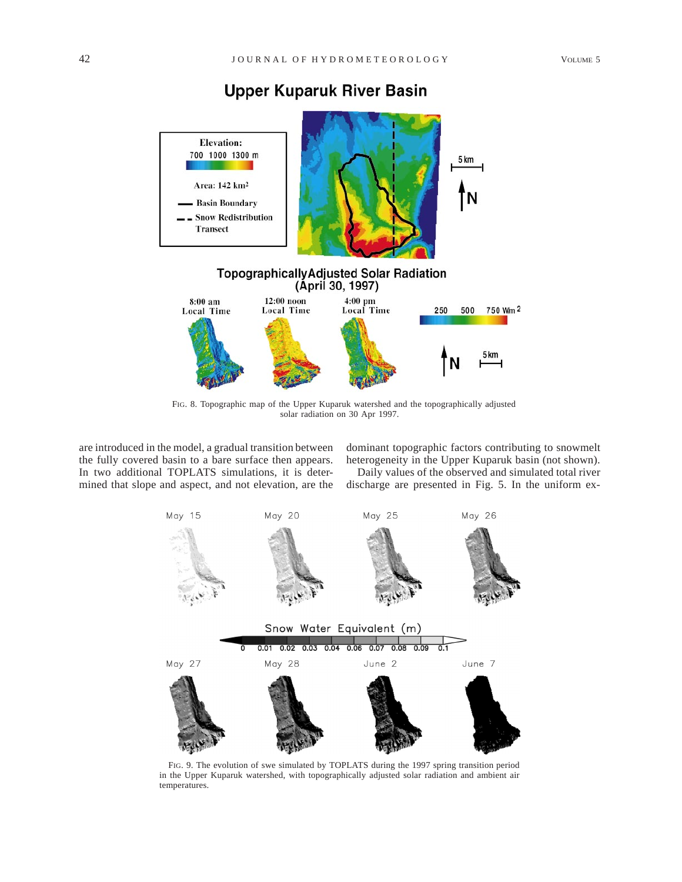FIG. 8. Topographic map of the Upper Kuparuk watershed and the topographically adjusted solar radiation on 30 Apr 1997.

are introduced in the model, a gradual transition between the fully covered basin to a bare surface then appears. In two additional TOPLATS simulations, it is determined that slope and aspect, and not elevation, are the dominant topographic factors contributing to snowmelt heterogeneity in the Upper Kuparuk basin (not shown).

Daily values of the observed and simulated total river discharge are presented in Fig. 5. In the uniform ex-

FIG. 9. The evolution of swe simulated by TOPLATS during the 1997 spring transition period in the Upper Kuparuk watershed, with topographically adjusted solar radiation and ambient air temperatures.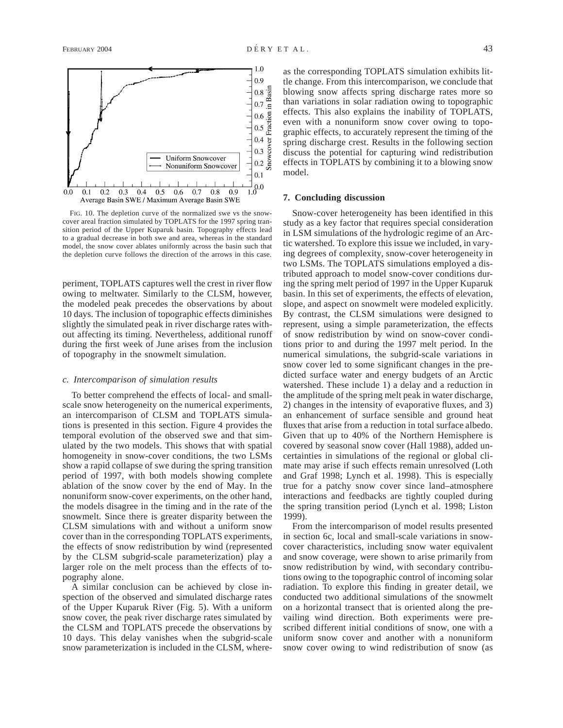FIG. 10. The depletion curve of the normalized swe vs the snow-cover areal fraction simulated by TOPLATS for the 1997 spring transition period of the Upper Kuparuk basin. Topography effects lead to a gradual decrease in both swe and area, whereas in the standard model, the snow cover ablates uniformly across the basin such that the depletion curve follows the direction of the arrows in this case.

periment, TOPLATS captures well the crest in river flow owing to meltwater. Similarly to the CLSM, however, the modeled peak precedes the observations by about 10 days. The inclusion of topographic effects diminishes slightly the simulated peak in river discharge rates without affecting its timing. Nevertheless, additional runoff during the first week of June arises from the inclusion of topography in the snowmelt simulation.

### *c. Intercomparison of simulation results*

To better comprehend the effects of local- and small-scale snow heterogeneity on the numerical experiments, an intercomparison of CLSM and TOPLATS simulations is presented in this section. Figure 4 provides the temporal evolution of the observed swe and that simulated by the two models. This shows that with spatial homogeneity in snow-cover conditions, the two LSMs show a rapid collapse of swe during the spring transition period of 1997, with both models showing complete ablation of the snow cover by the end of May. In the nonuniform snow-cover experiments, on the other hand, the models disagree in the timing and in the rate of the snowmelt. Since there is greater disparity between the CLSM simulations with and without a uniform snow cover than in the corresponding TOPLATS experiments, the effects of snow redistribution by wind (represented by the CLSM subgrid-scale parameterization) play a larger role on the melt process than the effects of topography alone.

A similar conclusion can be achieved by close inspection of the observed and simulated discharge rates of the Upper Kuparuk River (Fig. 5). With a uniform snow cover, the peak river discharge rates simulated by the CLSM and TOPLATS precede the observations by 10 days. This delay vanishes when the subgrid-scale snow parameterization is included in the CLSM, whereas the corresponding TOPLATS simulation exhibits little change. From this intercomparison, we conclude that blowing snow affects spring discharge rates more so than variations in solar radiation owing to topographic effects. This also explains the inability of TOPLATS, even with a nonuniform snow cover owing to topographic effects, to accurately represent the timing of the spring discharge crest. Results in the following section discuss the potential for capturing wind redistribution effects in TOPLATS by combining it to a blowing snow model.

## 7. Concluding discussion

Snow-cover heterogeneity has been identified in this study as a key factor that requires special consideration in LSM simulations of the hydrologic regime of an Arctic watershed. To explore this issue we included, in varying degrees of complexity, snow-cover heterogeneity in two LSMs. The TOPLATS simulations employed a distributed approach to model snow-cover conditions during the spring melt period of 1997 in the Upper Kuparuk basin. In this set of experiments, the effects of elevation, slope, and aspect on snowmelt were modeled explicitly. By contrast, the CLSM simulations were designed to represent, using a simple parameterization, the effects of snow redistribution by wind on snow-cover conditions prior to and during the 1997 melt period. In the numerical simulations, the subgrid-scale variations in snow cover led to some significant changes in the predicted surface water and energy budgets of an Arctic watershed. These include 1) a delay and a reduction in the amplitude of the spring melt peak in water discharge, 2) changes in the intensity of evaporative fluxes, and 3) an enhancement of surface sensible and ground heat fluxes that arise from a reduction in total surface albedo. Given that up to 40% of the Northern Hemisphere is covered by seasonal snow cover (Hall 1988), added uncertainties in simulations of the regional or global climate may arise if such effects remain unresolved (Loth and Graf 1998; Lynch et al. 1998). This is especially true for a patchy snow cover since land–atmosphere interactions and feedbacks are tightly coupled during the spring transition period (Lynch et al. 1998; Liston 1999).

From the intercomparison of model results presented in section 6c, local and small-scale variations in snow-cover characteristics, including snow water equivalent and snow coverage, were shown to arise primarily from snow redistribution by wind, with secondary contributions owing to the topographic control of incoming solar radiation. To explore this finding in greater detail, we conducted two additional simulations of the snowmelt on a horizontal transect that is oriented along the prevailing wind direction. Both experiments were prescribed different initial conditions of snow, one with a uniform snow cover and another with a nonuniform snow cover owing to wind redistribution of snow (as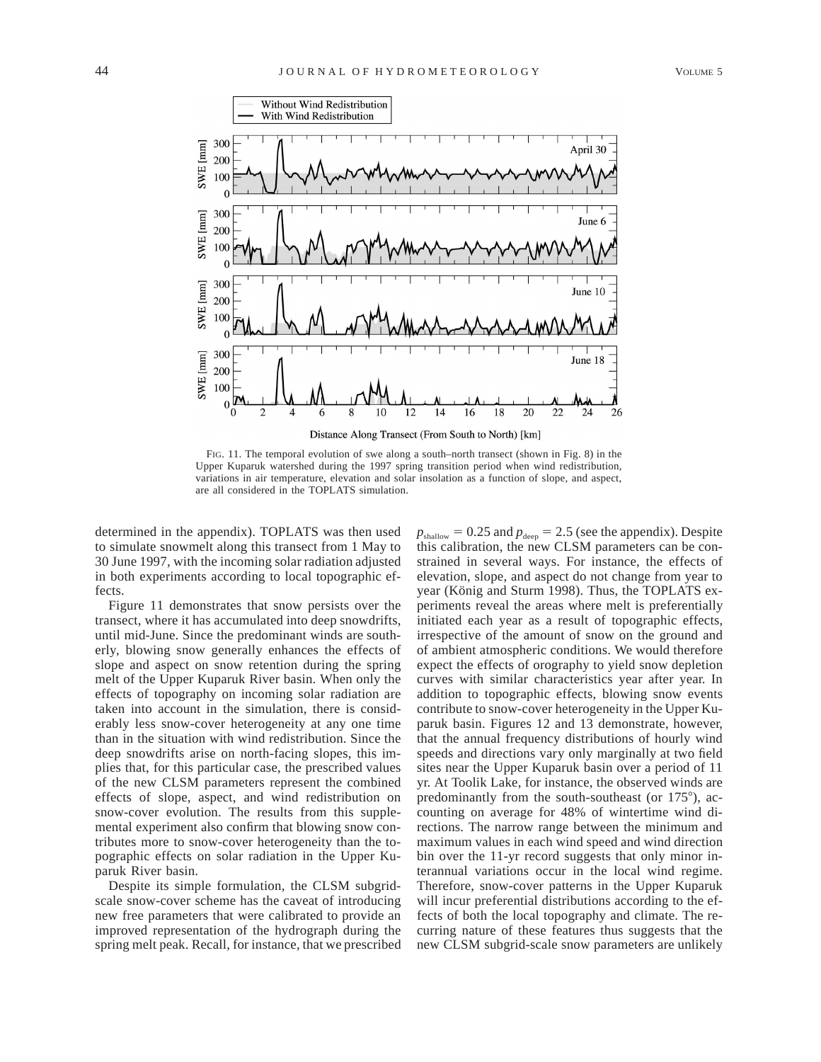FIG. 11. The temporal evolution of swe along a south–north transect (shown in Fig. 8) in the Upper Kuparuk watershed during the 1997 spring transition period when wind redistribution, variations in air temperature, elevation and solar insolation as a function of slope, and aspect, are all considered in the TOPLATS simulation.

determined in the appendix). TOPLATS was then used to simulate snowmelt along this transect from 1 May to 30 June 1997, with the incoming solar radiation adjusted in both experiments according to local topographic effects.

Figure 11 demonstrates that snow persists over the transect, where it has accumulated into deep snowdrifts, until mid-June. Since the predominant winds are southerly, blowing snow generally enhances the effects of slope and aspect on snow retention during the spring melt of the Upper Kuparuk River basin. When only the effects of topography on incoming solar radiation are taken into account in the simulation, there is considerably less snow-cover heterogeneity at any one time than in the situation with wind redistribution. Since the deep snowdrifts arise on north-facing slopes, this implies that, for this particular case, the prescribed values of the new CLSM parameters represent the combined effects of slope, aspect, and wind redistribution on snow-cover evolution. The results from this supplemental experiment also confirm that blowing snow contributes more to snow-cover heterogeneity than the topographic effects on solar radiation in the Upper Kuparuk River basin.

Despite its simple formulation, the CLSM subgrid-scale snow-cover scheme has the caveat of introducing new free parameters that were calibrated to provide an improved representation of the hydrograph during the spring melt peak. Recall, for instance, that we prescribed $p_{\text{shallow}} = 0.25$ and $p_{\text{deep}} = 2.5$ (see the appendix). Despite this calibration, the new CLSM parameters can be constrained in several ways. For instance, the effects of elevation, slope, and aspect do not change from year to year (König and Sturm 1998). Thus, the TOPLATS experiments reveal the areas where melt is preferentially initiated each year as a result of topographic effects, irrespective of the amount of snow on the ground and of ambient atmospheric conditions. We would therefore expect the effects of orography to yield snow depletion curves with similar characteristics year after year. In addition to topographic effects, blowing snow events contribute to snow-cover heterogeneity in the Upper Kuparuk basin. Figures 12 and 13 demonstrate, however, that the annual frequency distributions of hourly wind speeds and directions vary only marginally at two field sites near the Upper Kuparuk basin over a period of 11 yr. At Toolik Lake, for instance, the observed winds are predominantly from the south-southeast (or 175°), accounting on average for 48% of wintertime wind directions. The narrow range between the minimum and maximum values in each wind speed and wind direction bin over the 11-yr record suggests that only minor interannual variations occur in the local wind regime. Therefore, snow-cover patterns in the Upper Kuparuk will incur preferential distributions according to the effects of both the local topography and climate. The recurring nature of these features thus suggests that the new CLSM subgrid-scale snow parameters are unlikely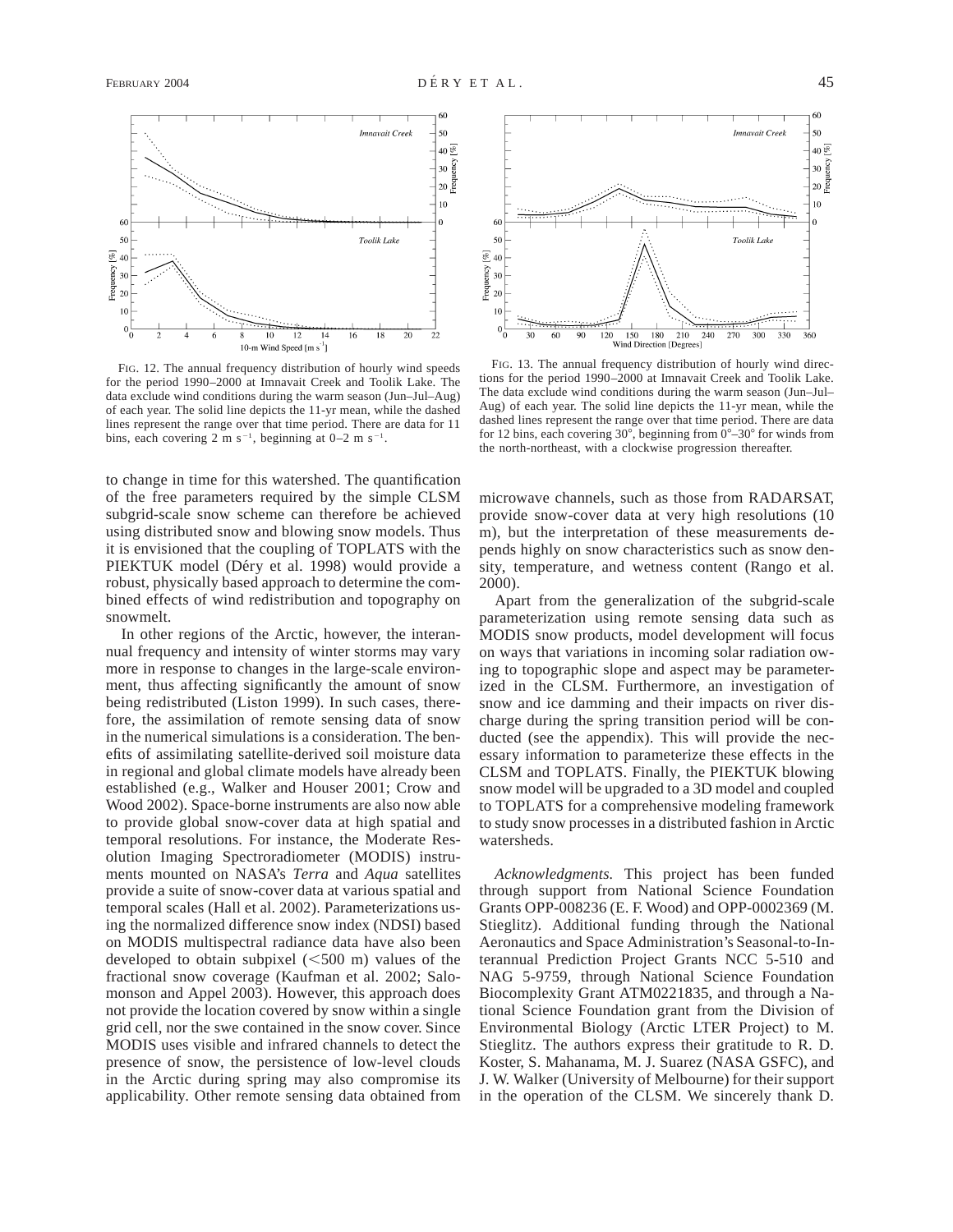FIG. 12. The annual frequency distribution of hourly wind speeds for the period 1990–2000 at Imnavait Creek and Toolik Lake. The data exclude wind conditions during the warm season (Jun–Jul–Aug) of each year. The solid line depicts the 11-yr mean, while the dashed lines represent the range over that time period. There are data for 11 bins, each covering 2 m $s^{-1}$, beginning at 0–2 m $s^{-1}$.

FIG. 13. The annual frequency distribution of hourly wind directions for the period 1990–2000 at Imnavait Creek and Toolik Lake. The data exclude wind conditions during the warm season (Jun–Jul–Aug) of each year. The solid line depicts the 11-yr mean, while the dashed lines represent the range over that time period. There are data for 12 bins, each covering 30°, beginning from 0°–30° for winds from the north-northeast, with a clockwise progression thereafter.

to change in time for this watershed. The quantification of the free parameters required by the simple CLSM subgrid-scale snow scheme can therefore be achieved using distributed snow and blowing snow models. Thus it is envisioned that the coupling of TOPLATS with the PIEKTUK model (Déry et al. 1998) would provide a robust, physically based approach to determine the combined effects of wind redistribution and topography on snowmelt.

In other regions of the Arctic, however, the interannual frequency and intensity of winter storms may vary more in response to changes in the large-scale environment, thus affecting significantly the amount of snow being redistributed (Liston 1999). In such cases, therefore, the assimilation of remote sensing data of snow in the numerical simulations is a consideration. The benefits of assimilating satellite-derived soil moisture data in regional and global climate models have already been established (e.g., Walker and Houser 2001; Crow and Wood 2002). Space-borne instruments are also now able to provide global snow-cover data at high spatial and temporal resolutions. For instance, the Moderate Resolution Imaging Spectroradiometer (MODIS) instruments mounted on NASA's *Terra* and *Aqua* satellites provide a suite of snow-cover data at various spatial and temporal scales (Hall et al. 2002). Parameterizations using the normalized difference snow index (NDSI) based on MODIS multispectral radiance data have also been developed to obtain subpixel ($<$500 m) values of the fractional snow coverage (Kaufman et al. 2002; Salomonson and Appel 2003). However, this approach does not provide the location covered by snow within a single grid cell, nor the swe contained in the snow cover. Since MODIS uses visible and infrared channels to detect the presence of snow, the persistence of low-level clouds in the Arctic during spring may also compromise its applicability. Other remote sensing data obtained from microwave channels, such as those from RADARSAT, provide snow-cover data at very high resolutions (10 m), but the interpretation of these measurements depends highly on snow characteristics such as snow density, temperature, and wetness content (Rango et al. 2000).

Apart from the generalization of the subgrid-scale parameterization using remote sensing data such as MODIS snow products, model development will focus on ways that variations in incoming solar radiation owing to topographic slope and aspect may be parameterized in the CLSM. Furthermore, an investigation of snow and ice damming and their impacts on river discharge during the spring transition period will be conducted (see the appendix). This will provide the necessary information to parameterize these effects in the CLSM and TOPLATS. Finally, the PIEKTUK blowing snow model will be upgraded to a 3D model and coupled to TOPLATS for a comprehensive modeling framework to study snow processes in a distributed fashion in Arctic watersheds.

*Acknowledgments.* This project has been funded through support from National Science Foundation Grants OPP-008236 (E. F. Wood) and OPP-0002369 (M. Stieglitz). Additional funding through the National Aeronautics and Space Administration's Seasonal-to-Interannual Prediction Project Grants NCC 5-510 and NAG 5-9759, through National Science Foundation Biocomplexity Grant ATM0221835, and through a National Science Foundation grant from the Division of Environmental Biology (Arctic LTER Project) to M. Stieglitz. The authors express their gratitude to R. D. Koster, S. Mahanama, M. J. Suarez (NASA GSFC), and J. W. Walker (University of Melbourne) for their support in the operation of the CLSM. We sincerely thank D.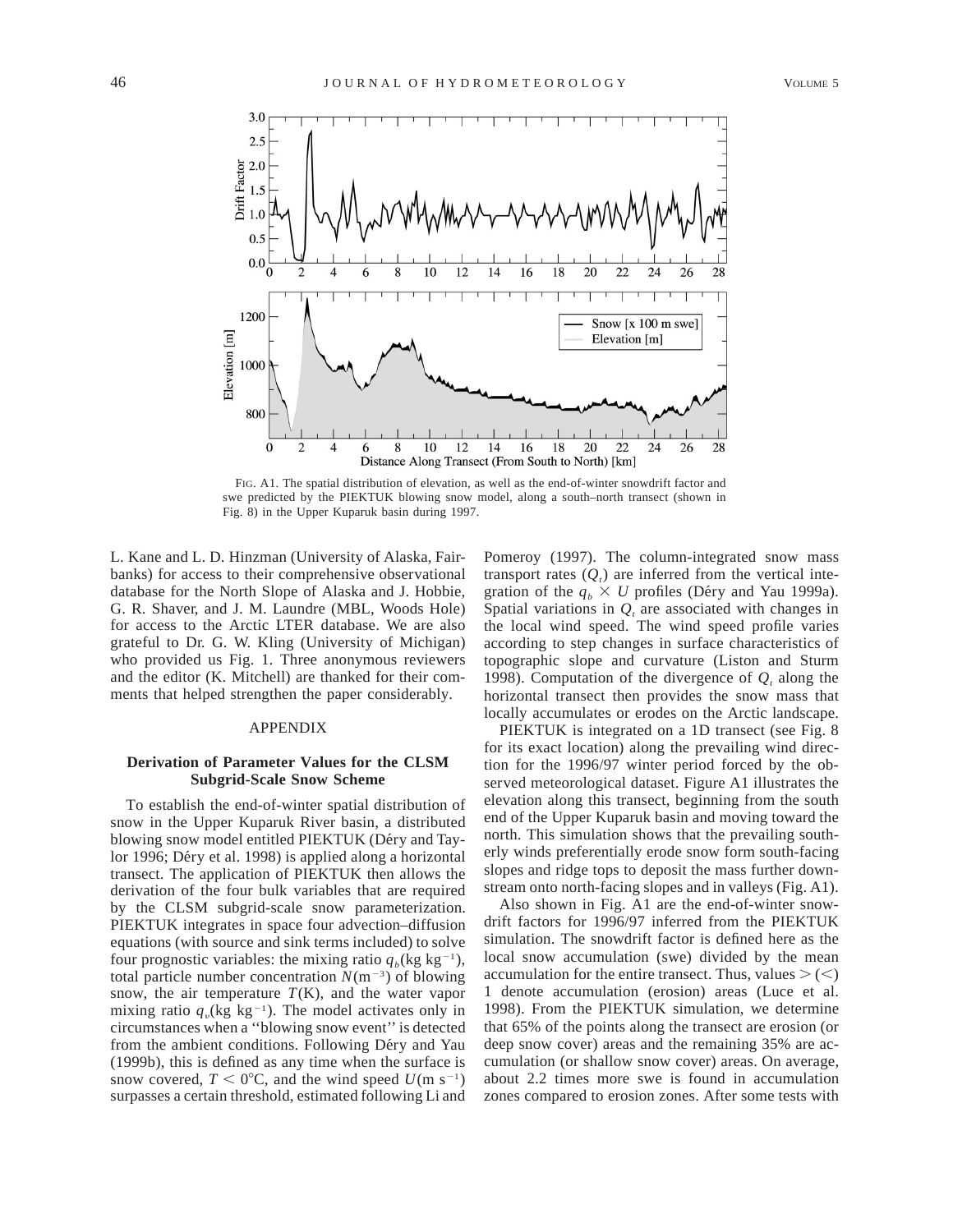FIG. A1. The spatial distribution of elevation, as well as the end-of-winter snowdrift factor and swe predicted by the PIEKTUK blowing snow model, along a south–north transect (shown in Fig. 8) in the Upper Kuparuk basin during 1997.

L. Kane and L. D. Hinzman (University of Alaska, Fairbanks) for access to their comprehensive observational database for the North Slope of Alaska and J. Hobbie, G. R. Shaver, and J. M. Laundre (MBL, Woods Hole) for access to the Arctic LTER database. We are also grateful to Dr. G. W. Kling (University of Michigan) who provided us Fig. 1. Three anonymous reviewers and the editor (K. Mitchell) are thanked for their comments that helped strengthen the paper considerably.

## APPENDIX

### Derivation of Parameter Values for the CLSM Subgrid-Scale Snow Scheme

To establish the end-of-winter spatial distribution of snow in the Upper Kuparuk River basin, a distributed blowing snow model entitled PIEKTUK (Déry and Taylor 1996; Déry et al. 1998) is applied along a horizontal transect. The application of PIEKTUK then allows the derivation of the four bulk variables that are required by the CLSM subgrid-scale snow parameterization. PIEKTUK integrates in space four advection–diffusion equations (with source and sink terms included) to solve four prognostic variables: the mixing ratio $q_b$(kg kg$^{-1}$), total particle number concentration $N$(m$^{-3}$) of blowing snow, the air temperature $T$(K), and the water vapor mixing ratio $q_v$(kg kg$^{-1}$). The model activates only in circumstances when a ''blowing snow event'' is detected from the ambient conditions. Following Déry and Yau (1999b), this is defined as any time when the surface is snow covered, $T < 0°$C, and the wind speed $U$(m s$^{-1}$) surpasses a certain threshold, estimated following Li and Pomeroy (1997). The column-integrated snow mass transport rates ($Q_t$) are inferred from the vertical integration of the $q_b \times U$ profiles (Déry and Yau 1999a). Spatial variations in $Q_t$ are associated with changes in the local wind speed. The wind speed profile varies according to step changes in surface characteristics of topographic slope and curvature (Liston and Sturm 1998). Computation of the divergence of $Q_t$ along the horizontal transect then provides the snow mass that locally accumulates or erodes on the Arctic landscape.

PIEKTUK is integrated on a 1D transect (see Fig. 8 for its exact location) along the prevailing wind direction for the 1996/97 winter period forced by the observed meteorological dataset. Figure A1 illustrates the elevation along this transect, beginning from the south end of the Upper Kuparuk basin and moving toward the north. This simulation shows that the prevailing southerly winds preferentially erode snow form south-facing slopes and ridge tops to deposit the mass further downstream onto north-facing slopes and in valleys (Fig. A1).

Also shown in Fig. A1 are the end-of-winter snowdrift factors for 1996/97 inferred from the PIEKTUK simulation. The snowdrift factor is defined here as the local snow accumulation (swe) divided by the mean accumulation for the entire transect. Thus, values $>$ ($<$) 1 denote accumulation (erosion) areas (Luce et al. 1998). From the PIEKTUK simulation, we determine that 65% of the points along the transect are erosion (or deep snow cover) areas and the remaining 35% are accumulation (or shallow snow cover) areas. On average, about 2.2 times more swe is found in accumulation zones compared to erosion zones. After some tests with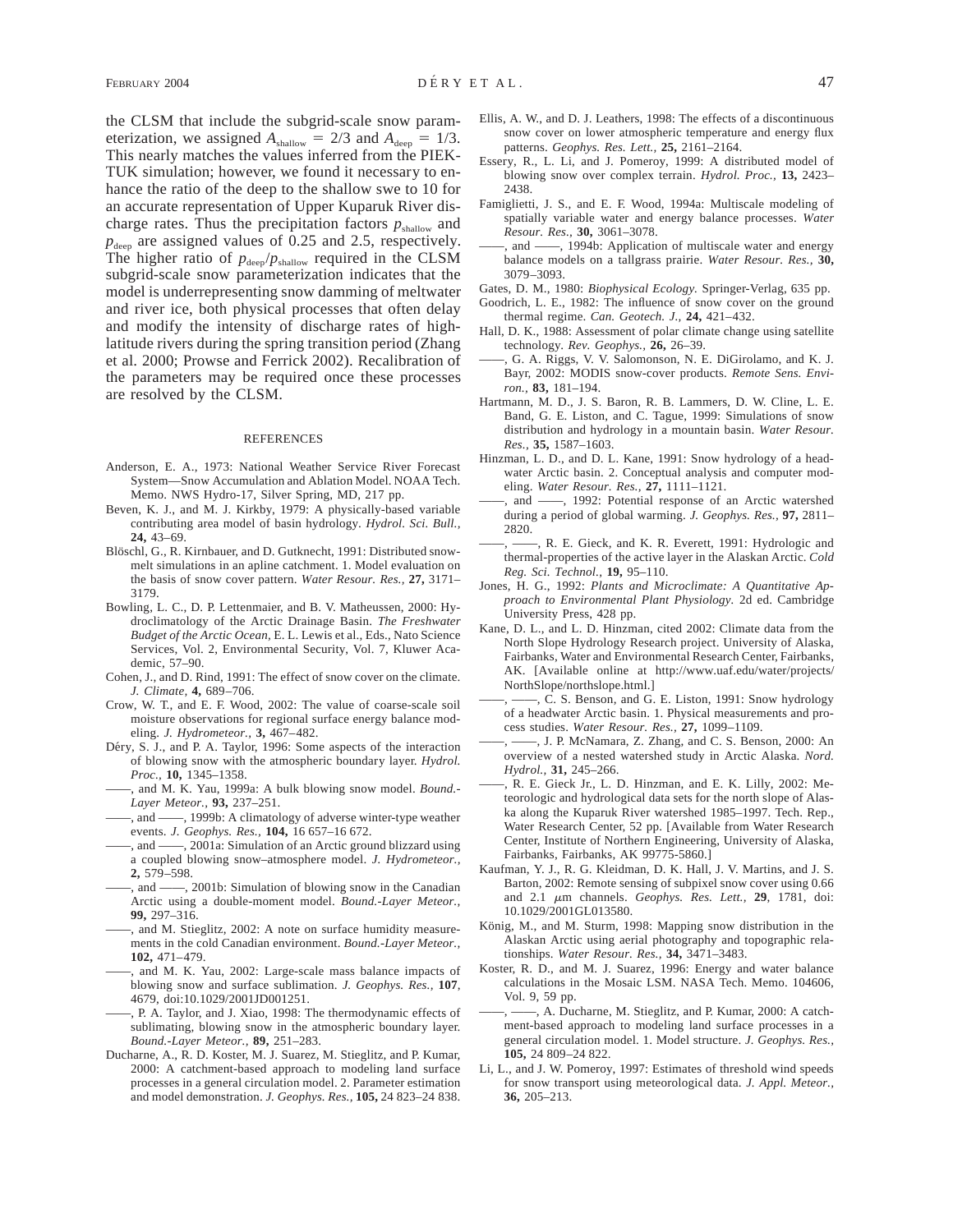the CLSM that include the subgrid-scale snow parameterization, we assigned $A_{\mathrm{shallow}} = 2/3$ and $A_{\mathrm{deep}} = 1/3$. This nearly matches the values inferred from the PIEKTUK simulation; however, we found it necessary to enhance the ratio of the deep to the shallow swe to 10 for an accurate representation of Upper Kuparuk River discharge rates. Thus the precipitation factors $p_{\mathrm{shallow}}$ and $p_{\mathrm{deep}}$ are assigned values of 0.25 and 2.5, respectively. The higher ratio of $p_{\mathrm{deep}}/p_{\mathrm{shallow}}$ required in the CLSM subgrid-scale snow parameterization indicates that the model is underrepresenting snow damming of meltwater and river ice, both physical processes that often delay and modify the intensity of discharge rates of high-latitude rivers during the spring transition period (Zhang et al. 2000; Prowse and Ferrick 2002). Recalibration of the parameters may be required once these processes are resolved by the CLSM.

## REFERENCES

Anderson, E. A., 1973: National Weather Service River Forecast System—Snow Accumulation and Ablation Model. NOAA Tech. Memo. NWS Hydro-17, Silver Spring, MD, 217 pp.

Beven, K. J., and M. J. Kirkby, 1979: A physically-based variable contributing area model of basin hydrology. *Hydrol. Sci. Bull.,* **24,** 43–69.

Blöschl, G., R. Kirnbauer, and D. Gutknecht, 1991: Distributed snowmelt simulations in an apline catchment. 1. Model evaluation on the basis of snow cover pattern. *Water Resour. Res.,* **27,** 3171–3179.

Bowling, L. C., D. P. Lettenmaier, and B. V. Matheussen, 2000: Hydroclimatology of the Arctic Drainage Basin. *The Freshwater Budget of the Arctic Ocean,* E. L. Lewis et al., Eds., Nato Science Services, Vol. 2, Environmental Security, Vol. 7, Kluwer Academic, 57–90.

Cohen, J., and D. Rind, 1991: The effect of snow cover on the climate. *J. Climate,* **4,** 689–706.

Crow, W. T., and E. F. Wood, 2002: The value of coarse-scale soil moisture observations for regional surface energy balance modeling. *J. Hydrometeor.,* **3,** 467–482.

Déry, S. J., and P. A. Taylor, 1996: Some aspects of the interaction of blowing snow with the atmospheric boundary layer. *Hydrol. Proc.,* **10,** 1345–1358.

——, and M. K. Yau, 1999a: A bulk blowing snow model. *Bound.-Layer Meteor.,* **93,** 237–251.

——, and ——, 1999b: A climatology of adverse winter-type weather events. *J. Geophys. Res.,* **104,** 16 657–16 672.

——, and ——, 2001a: Simulation of an Arctic ground blizzard using a coupled blowing snow–atmosphere model. *J. Hydrometeor.,* **2,** 579–598.

——, and ——, 2001b: Simulation of blowing snow in the Canadian Arctic using a double-moment model. *Bound.-Layer Meteor.,* **99,** 297–316.

——, and M. Stieglitz, 2002: A note on surface humidity measurements in the cold Canadian environment. *Bound.-Layer Meteor.,* **102,** 471–479.

——, and M. K. Yau, 2002: Large-scale mass balance impacts of blowing snow and surface sublimation. *J. Geophys. Res.,* **107**, 4679, doi:10.1029/2001JD001251.

——, P. A. Taylor, and J. Xiao, 1998: The thermodynamic effects of sublimating, blowing snow in the atmospheric boundary layer. *Bound.-Layer Meteor.,* **89,** 251–283.

Ducharne, A., R. D. Koster, M. J. Suarez, M. Stieglitz, and P. Kumar, 2000: A catchment-based approach to modeling land surface processes in a general circulation model. 2. Parameter estimation and model demonstration. *J. Geophys. Res.,* **105,** 24 823–24 838.

Ellis, A. W., and D. J. Leathers, 1998: The effects of a discontinuous snow cover on lower atmospheric temperature and energy flux patterns. *Geophys. Res. Lett.,* **25,** 2161–2164.

Essery, R., L. Li, and J. Pomeroy, 1999: A distributed model of blowing snow over complex terrain. *Hydrol. Proc.,* **13,** 2423–2438.

Famiglietti, J. S., and E. F. Wood, 1994a: Multiscale modeling of spatially variable water and energy balance processes. *Water Resour. Res.,* **30,** 3061–3078.

——, and ——, 1994b: Application of multiscale water and energy balance models on a tallgrass prairie. *Water Resour. Res.,* **30,** 3079–3093.

Gates, D. M., 1980: *Biophysical Ecology.* Springer-Verlag, 635 pp.

Goodrich, L. E., 1982: The influence of snow cover on the ground thermal regime. *Can. Geotech. J.,* **24,** 421–432.

Hall, D. K., 1988: Assessment of polar climate change using satellite technology. *Rev. Geophys.,* **26,** 26–39.

——, G. A. Riggs, V. V. Salomonson, N. E. DiGirolamo, and K. J. Bayr, 2002: MODIS snow-cover products. *Remote Sens. Environ.,* **83,** 181–194.

Hartmann, M. D., J. S. Baron, R. B. Lammers, D. W. Cline, L. E. Band, G. E. Liston, and C. Tague, 1999: Simulations of snow distribution and hydrology in a mountain basin. *Water Resour. Res.,* **35,** 1587–1603.

Hinzman, L. D., and D. L. Kane, 1991: Snow hydrology of a headwater Arctic basin. 2. Conceptual analysis and computer modeling. *Water Resour. Res.,* **27,** 1111–1121.

——, and ——, 1992: Potential response of an Arctic watershed during a period of global warming. *J. Geophys. Res.,* **97,** 2811–2820.

——, ——, R. E. Gieck, and K. R. Everett, 1991: Hydrologic and thermal-properties of the active layer in the Alaskan Arctic. *Cold Reg. Sci. Technol.,* **19,** 95–110.

Jones, H. G., 1992: *Plants and Microclimate: A Quantitative Approach to Environmental Plant Physiology.* 2d ed. Cambridge University Press, 428 pp.

Kane, D. L., and L. D. Hinzman, cited 2002: Climate data from the North Slope Hydrology Research project. University of Alaska, Fairbanks, Water and Environmental Research Center, Fairbanks, AK. [Available online at http://www.uaf.edu/water/projects/NorthSlope/northslope.html.]

——, ——, C. S. Benson, and G. E. Liston, 1991: Snow hydrology of a headwater Arctic basin. 1. Physical measurements and process studies. *Water Resour. Res.,* **27,** 1099–1109.

——, ——, J. P. McNamara, Z. Zhang, and C. S. Benson, 2000: An overview of a nested watershed study in Arctic Alaska. *Nord. Hydrol.,* **31,** 245–266.

——, R. E. Gieck Jr., L. D. Hinzman, and E. K. Lilly, 2002: Meteorologic and hydrological data sets for the north slope of Alaska along the Kuparuk River watershed 1985–1997. Tech. Rep., Water Research Center, 52 pp. [Available from Water Research Center, Institute of Northern Engineering, University of Alaska, Fairbanks, Fairbanks, AK 99775-5860.]

Kaufman, Y. J., R. G. Kleidman, D. K. Hall, J. V. Martins, and J. S. Barton, 2002: Remote sensing of subpixel snow cover using 0.66 and 2.1 $\mu$m channels. *Geophys. Res. Lett.,* **29**, 1781, doi:10.1029/2001GL013580.

König, M., and M. Sturm, 1998: Mapping snow distribution in the Alaskan Arctic using aerial photography and topographic relationships. *Water Resour. Res.,* **34,** 3471–3483.

Koster, R. D., and M. J. Suarez, 1996: Energy and water balance calculations in the Mosaic LSM. NASA Tech. Memo. 104606, Vol. 9, 59 pp.

——, ——, A. Ducharne, M. Stieglitz, and P. Kumar, 2000: A catchment-based approach to modeling land surface processes in a general circulation model. 1. Model structure. *J. Geophys. Res.,* **105,** 24 809–24 822.

Li, L., and J. W. Pomeroy, 1997: Estimates of threshold wind speeds for snow transport using meteorological data. *J. Appl. Meteor.,* **36,** 205–213.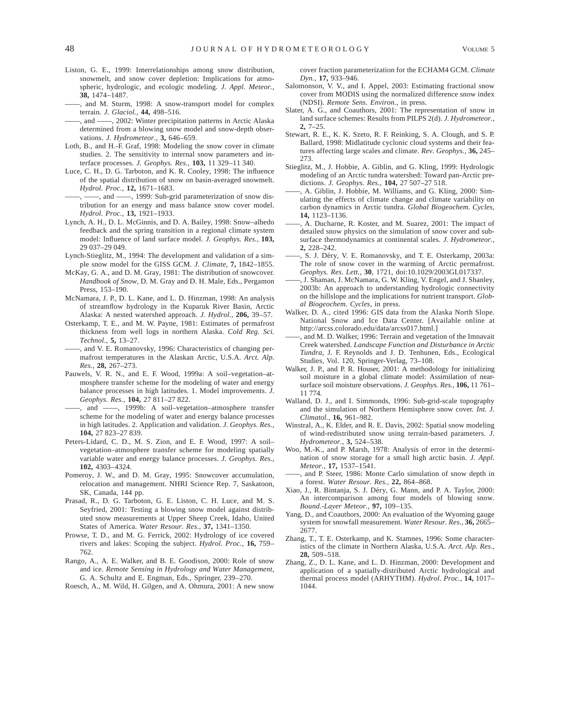Liston, G. E., 1999: Interrelationships among snow distribution, snowmelt, and snow cover depletion: Implications for atmospheric, hydrologic, and ecologic modeling. *J. Appl. Meteor.,* **38,** 1474–1487.

——, and M. Sturm, 1998: A snow-transport model for complex terrain. *J. Glaciol.,* **44,** 498–516.

——, and ——, 2002: Winter precipitation patterns in Arctic Alaska determined from a blowing snow model and snow-depth observations. *J. Hydrometeor.,* **3,** 646–659.

Loth, B., and H.-F. Graf, 1998: Modeling the snow cover in climate studies. 2. The sensitivity to internal snow parameters and interface processes. *J. Geophys. Res.,* **103,** 11 329–11 340.

Luce, C. H., D. G. Tarboton, and K. R. Cooley, 1998: The influence of the spatial distribution of snow on basin-averaged snowmelt. *Hydrol. Proc.,* **12,** 1671–1683.

——, ——, and ——, 1999: Sub-grid parameterization of snow distribution for an energy and mass balance snow cover model. *Hydrol. Proc.,* **13,** 1921–1933.

Lynch, A. H., D. L. McGinnis, and D. A. Bailey, 1998: Snow–albedo feedback and the spring transition in a regional climate system model: Influence of land surface model. *J. Geophys. Res.,* **103,** 29 037–29 049.

Lynch-Stieglitz, M., 1994: The development and validation of a simple snow model for the GISS GCM. *J. Climate,* **7,** 1842–1855.

McKay, G. A., and D. M. Gray, 1981: The distribution of snowcover. *Handbook of Snow,* D. M. Gray and D. H. Male, Eds., Pergamon Press, 153–190.

McNamara, J. P., D. L. Kane, and L. D. Hinzman, 1998: An analysis of streamflow hydrology in the Kuparuk River Basin, Arctic Alaska: A nested watershed approach. *J. Hydrol.,* **206,** 39–57.

Osterkamp, T. E., and M. W. Payne, 1981: Estimates of permafrost thickness from well logs in northern Alaska. *Cold Reg. Sci. Technol.,* **5,** 13–27.

——, and V. E. Romanovsky, 1996: Characteristics of changing permafrost temperatures in the Alaskan Arctic, U.S.A. *Arct. Alp. Res.,* **28,** 267–273.

Pauwels, V. R. N., and E. F. Wood, 1999a: A soil–vegetation–atmosphere transfer scheme for the modeling of water and energy balance processes in high latitudes. 1. Model improvements. *J. Geophys. Res.,* **104,** 27 811–27 822.

——, and ——, 1999b: A soil–vegetation–atmosphere transfer scheme for the modeling of water and energy balance processes in high latitudes. 2. Application and validation. *J. Geophys. Res.,* **104,** 27 823–27 839.

Peters-Lidard, C. D., M. S. Zion, and E. F. Wood, 1997: A soil–vegetation–atmosphere transfer scheme for modeling spatially variable water and energy balance processes. *J. Geophys. Res.,* **102,** 4303–4324.

Pomeroy, J. W., and D. M. Gray, 1995: Snowcover accumulation, relocation and management. NHRI Science Rep. 7, Saskatoon, SK, Canada, 144 pp.

Prasad, R., D. G. Tarboton, G. E. Liston, C. H. Luce, and M. S. Seyfried, 2001: Testing a blowing snow model against distributed snow measurements at Upper Sheep Creek, Idaho, United States of America. *Water Resour. Res.,* **37,** 1341–1350.

Prowse, T. D., and M. G. Ferrick, 2002: Hydrology of ice covered rivers and lakes: Scoping the subject. *Hydrol. Proc.,* **16,** 759–762.

Rango, A., A. E. Walker, and B. E. Goodison, 2000: Role of snow and ice. *Remote Sensing in Hydrology and Water Management,* G. A. Schultz and E. Engman, Eds., Springer, 239–270.

Roesch, A., M. Wild, H. Gilgen, and A. Ohmura, 2001: A new snow cover fraction parameterization for the ECHAM4 GCM. *Climate Dyn.,* **17,** 933–946.

Salomonson, V. V., and I. Appel, 2003: Estimating fractional snow cover from MODIS using the normalized difference snow index (NDSI). *Remote Sens. Environ.,* in press.

Slater, A. G., and Coauthors, 2001: The representation of snow in land surface schemes: Results from PILPS 2(d). *J. Hydrometeor.,* **2,** 7–25.

Stewart, R. E., K. K. Szeto, R. F. Reinking, S. A. Clough, and S. P. Ballard, 1998: Midlatitude cyclonic cloud systems and their features affecting large scales and climate. *Rev. Geophys.,* **36,** 245–273.

Stieglitz, M., J. Hobbie, A. Giblin, and G. Kling, 1999: Hydrologic modeling of an Arctic tundra watershed: Toward pan-Arctic predictions. *J. Geophys. Res.,* **104,** 27 507–27 518.

——, A. Giblin, J. Hobbie, M. Williams, and G. Kling, 2000: Simulating the effects of climate change and climate variability on carbon dynamics in Arctic tundra. *Global Biogeochem. Cycles,* **14,** 1123–1136.

——, A. Ducharne, R. Koster, and M. Suarez, 2001: The impact of detailed snow physics on the simulation of snow cover and subsurface thermodynamics at continental scales. *J. Hydrometeor.,* **2,** 228–242.

——, S. J. Déry, V. E. Romanovsky, and T. E. Osterkamp, 2003a: The role of snow cover in the warming of Arctic permafrost. *Geophys. Res. Lett.,* **30**, 1721, doi:10.1029/2003GL017337.

——, J. Shaman, J. McNamara, G. W. Kling, V. Engel, and J. Shanley, 2003b: An approach to understanding hydrologic connectivity on the hillslope and the implications for nutrient transport. *Global Biogeochem. Cycles,* in press.

Walker, D. A., cited 1996: GIS data from the Alaska North Slope. National Snow and Ice Data Center. [Available online at http://arcss.colorado.edu/data/arcss017.html.]

——, and M. D. Walker, 1996: Terrain and vegetation of the Imnavait Creek watershed. *Landscape Function and Disturbance in Arctic Tundra,* J. F. Reynolds and J. D. Tenhunen, Eds., Ecological Studies, Vol. 120, Springer-Verlag, 73–108.

Walker, J. P., and P. R. Houser, 2001: A methodology for initializing soil moisture in a global climate model: Assimilation of near-surface soil moisture observations. *J. Geophys. Res.,* **106,** 11 761–11 774.

Walland, D. J., and I. Simmonds, 1996: Sub-grid-scale topography and the simulation of Northern Hemisphere snow cover. *Int. J. Climatol.,* **16,** 961–982.

Winstral, A., K. Elder, and R. E. Davis, 2002: Spatial snow modeling of wind-redistributed snow using terrain-based parameters. *J. Hydrometeor.,* **3,** 524–538.

Woo, M.-K., and P. Marsh, 1978: Analysis of error in the determination of snow storage for a small high arctic basin. *J. Appl. Meteor.,* **17,** 1537–1541.

——, and P. Steer, 1986: Monte Carlo simulation of snow depth in a forest. *Water Resour. Res.,* **22,** 864–868.

Xiao, J., R. Bintanja, S. J. Déry, G. Mann, and P. A. Taylor, 2000: An intercomparison among four models of blowing snow. *Bound.-Layer Meteor.,* **97,** 109–135.

Yang, D., and Coauthors, 2000: An evaluation of the Wyoming gauge system for snowfall measurement. *Water Resour. Res.,* **36,** 2665–2677.

Zhang, T., T. E. Osterkamp, and K. Stamnes, 1996: Some characteristics of the climate in Northern Alaska, U.S.A. *Arct. Alp. Res.,* **28,** 509–518.

Zhang, Z., D. L. Kane, and L. D. Hinzman, 2000: Development and application of a spatially-distributed Arctic hydrological and thermal process model (ARHYTHM). *Hydrol. Proc.,* **14,** 1017–1044.